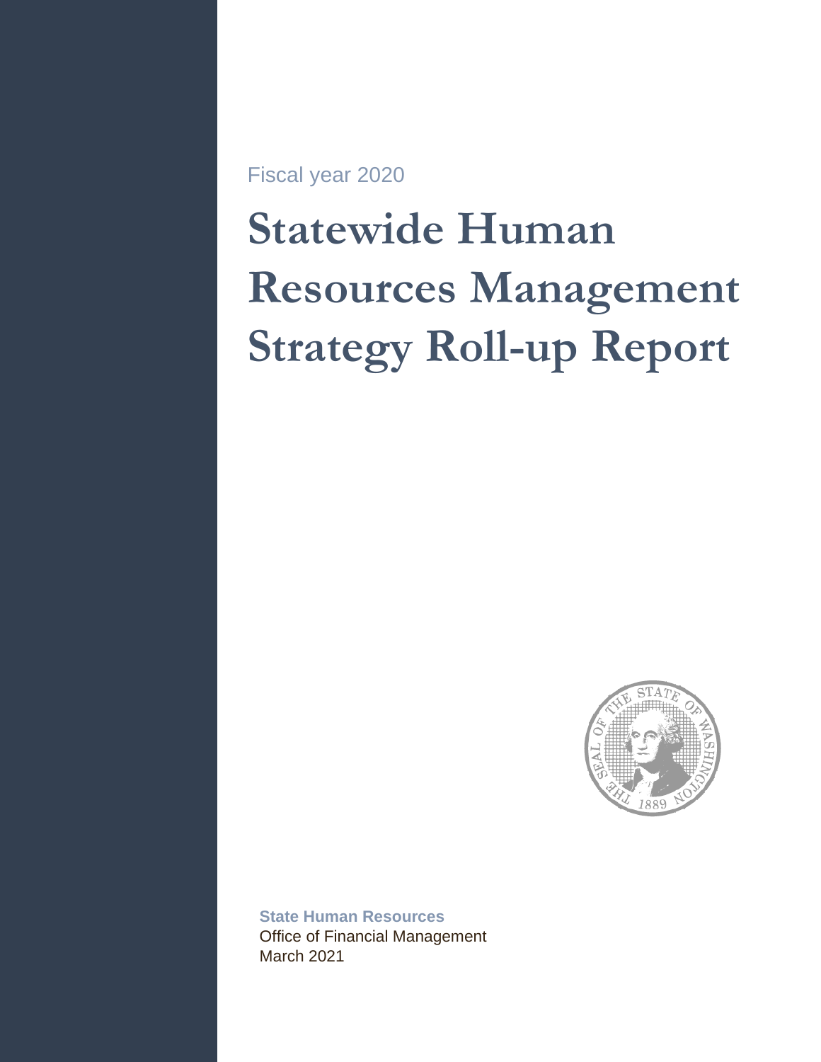Fiscal year 2020

# Statewide Human Resources Management Strategy Roll-up Report

**State Human Resources**
Office of Financial Management
March 2021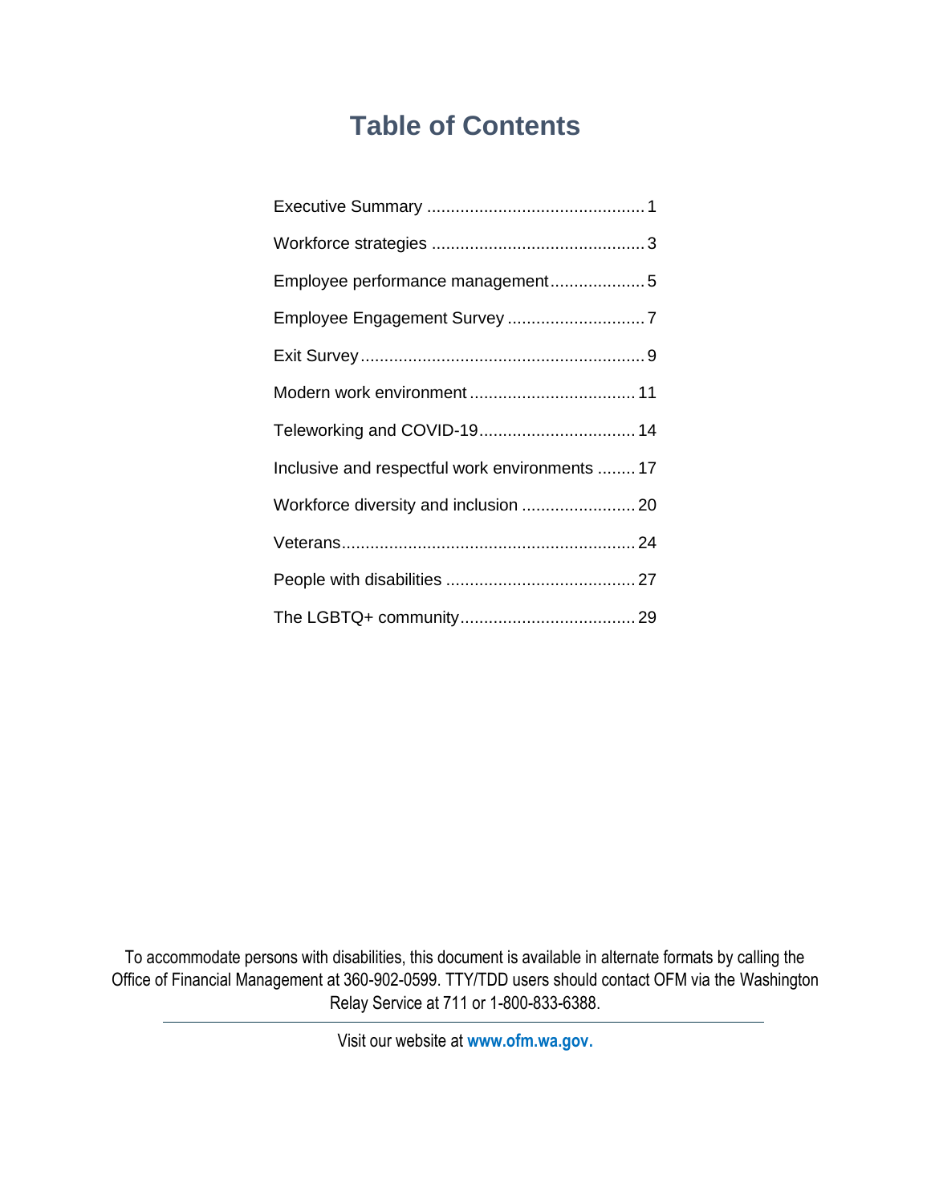# Table of Contents

Executive Summary .............................................. 1

Workforce strategies ............................................. 3

Employee performance management.................... 5

Employee Engagement Survey ............................. 7

Exit Survey............................................................ 9

Modern work environment ................................... 11

Teleworking and COVID-19................................. 14

Inclusive and respectful work environments ........ 17

Workforce diversity and inclusion ........................ 20

Veterans.............................................................. 24

People with disabilities ........................................ 27

The LGBTQ+ community..................................... 29

To accommodate persons with disabilities, this document is available in alternate formats by calling the Office of Financial Management at 360-902-0599. TTY/TDD users should contact OFM via the Washington Relay Service at 711 or 1-800-833-6388.

---

Visit our website at **www.ofm.wa.gov.**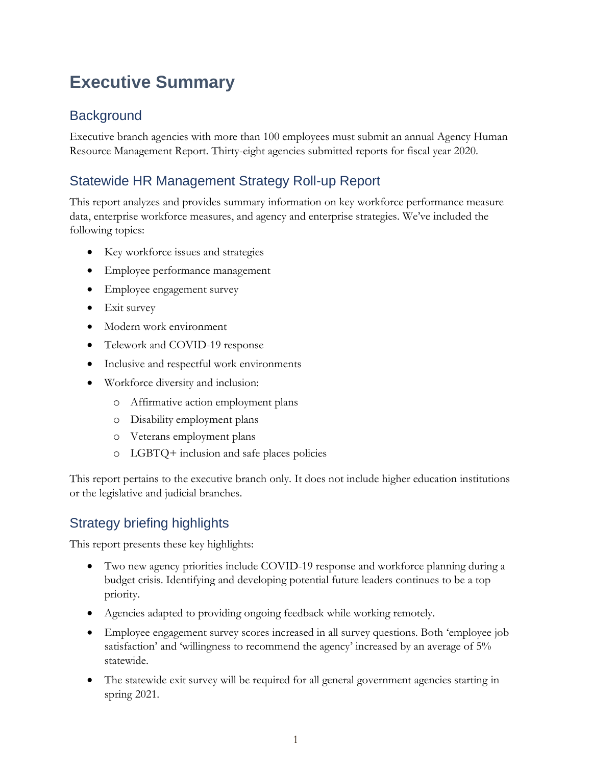# Executive Summary

## Background

Executive branch agencies with more than 100 employees must submit an annual Agency Human Resource Management Report. Thirty-eight agencies submitted reports for fiscal year 2020.

## Statewide HR Management Strategy Roll-up Report

This report analyzes and provides summary information on key workforce performance measure data, enterprise workforce measures, and agency and enterprise strategies. We've included the following topics:

- Key workforce issues and strategies
- Employee performance management
- Employee engagement survey
- Exit survey
- Modern work environment
- Telework and COVID-19 response
- Inclusive and respectful work environments
- Workforce diversity and inclusion:
  - Affirmative action employment plans
  - Disability employment plans
  - Veterans employment plans
  - LGBTQ+ inclusion and safe places policies

This report pertains to the executive branch only. It does not include higher education institutions or the legislative and judicial branches.

## Strategy briefing highlights

This report presents these key highlights:

- Two new agency priorities include COVID-19 response and workforce planning during a budget crisis. Identifying and developing potential future leaders continues to be a top priority.
- Agencies adapted to providing ongoing feedback while working remotely.
- Employee engagement survey scores increased in all survey questions. Both 'employee job satisfaction' and 'willingness to recommend the agency' increased by an average of 5% statewide.
- The statewide exit survey will be required for all general government agencies starting in spring 2021.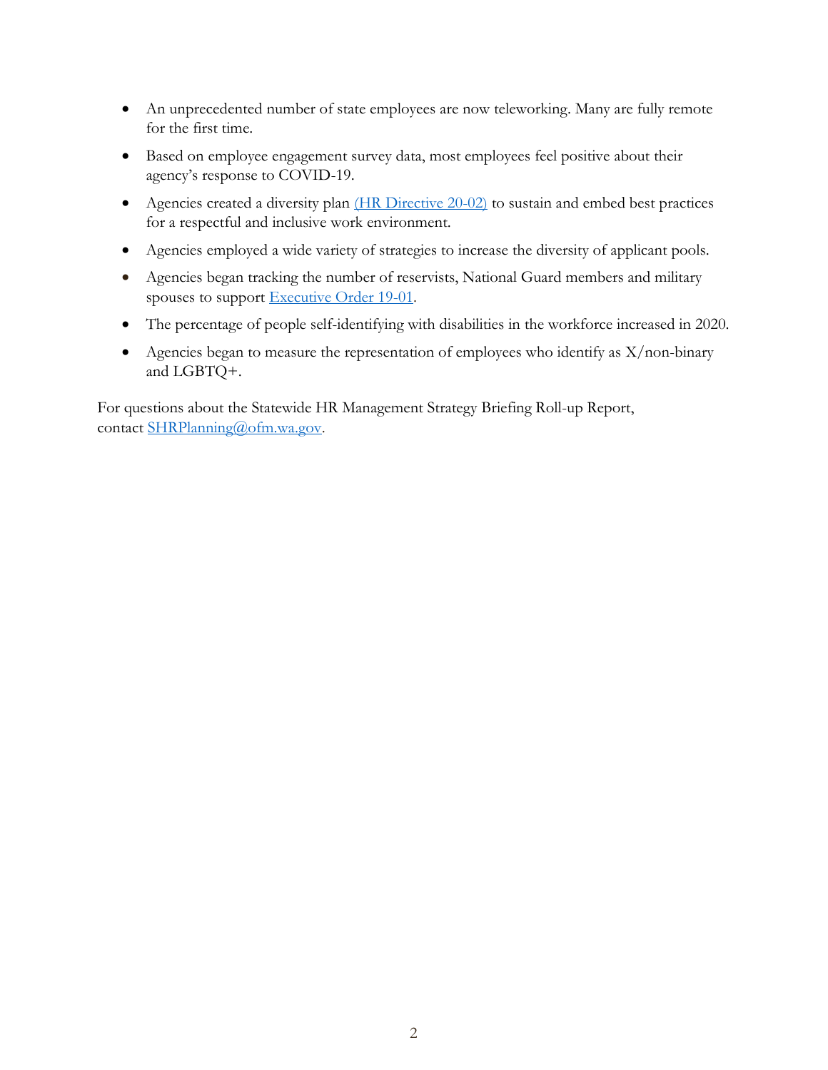- An unprecedented number of state employees are now teleworking. Many are fully remote for the first time.
- Based on employee engagement survey data, most employees feel positive about their agency's response to COVID-19.
- Agencies created a diversity plan (HR Directive 20-02) to sustain and embed best practices for a respectful and inclusive work environment.
- Agencies employed a wide variety of strategies to increase the diversity of applicant pools.
- Agencies began tracking the number of reservists, National Guard members and military spouses to support Executive Order 19-01.
- The percentage of people self-identifying with disabilities in the workforce increased in 2020.
- Agencies began to measure the representation of employees who identify as X/non-binary and LGBTQ+.

For questions about the Statewide HR Management Strategy Briefing Roll-up Report, contact SHRPlanning@ofm.wa.gov.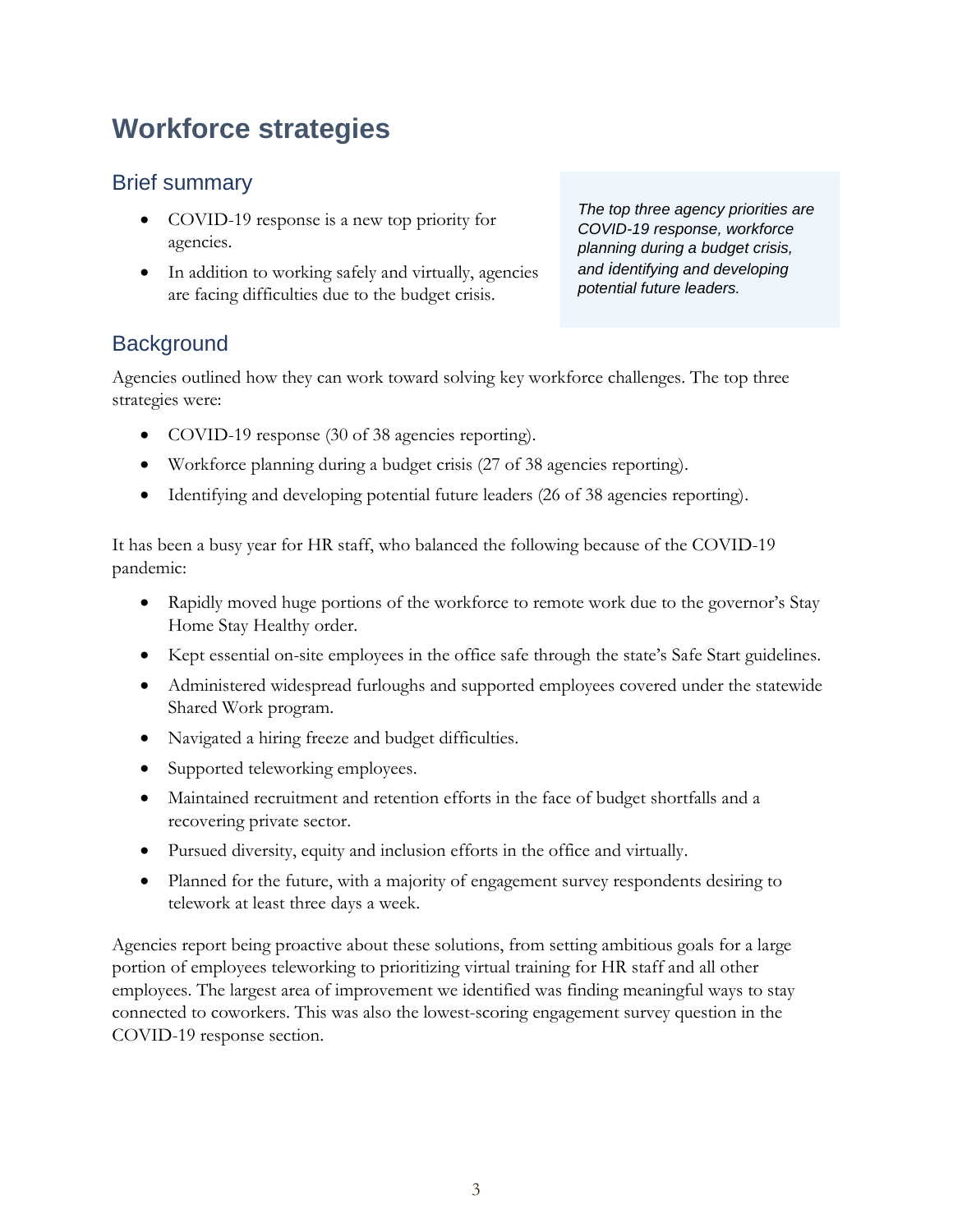# Workforce strategies

## Brief summary

- COVID-19 response is a new top priority for agencies.
- In addition to working safely and virtually, agencies are facing difficulties due to the budget crisis.

*The top three agency priorities are COVID-19 response, workforce planning during a budget crisis, and identifying and developing potential future leaders.*

## Background

Agencies outlined how they can work toward solving key workforce challenges. The top three strategies were:

- COVID-19 response (30 of 38 agencies reporting).
- Workforce planning during a budget crisis (27 of 38 agencies reporting).
- Identifying and developing potential future leaders (26 of 38 agencies reporting).

It has been a busy year for HR staff, who balanced the following because of the COVID-19 pandemic:

- Rapidly moved huge portions of the workforce to remote work due to the governor's Stay Home Stay Healthy order.
- Kept essential on-site employees in the office safe through the state's Safe Start guidelines.
- Administered widespread furloughs and supported employees covered under the statewide Shared Work program.
- Navigated a hiring freeze and budget difficulties.
- Supported teleworking employees.
- Maintained recruitment and retention efforts in the face of budget shortfalls and a recovering private sector.
- Pursued diversity, equity and inclusion efforts in the office and virtually.
- Planned for the future, with a majority of engagement survey respondents desiring to telework at least three days a week.

Agencies report being proactive about these solutions, from setting ambitious goals for a large portion of employees teleworking to prioritizing virtual training for HR staff and all other employees. The largest area of improvement we identified was finding meaningful ways to stay connected to coworkers. This was also the lowest-scoring engagement survey question in the COVID-19 response section.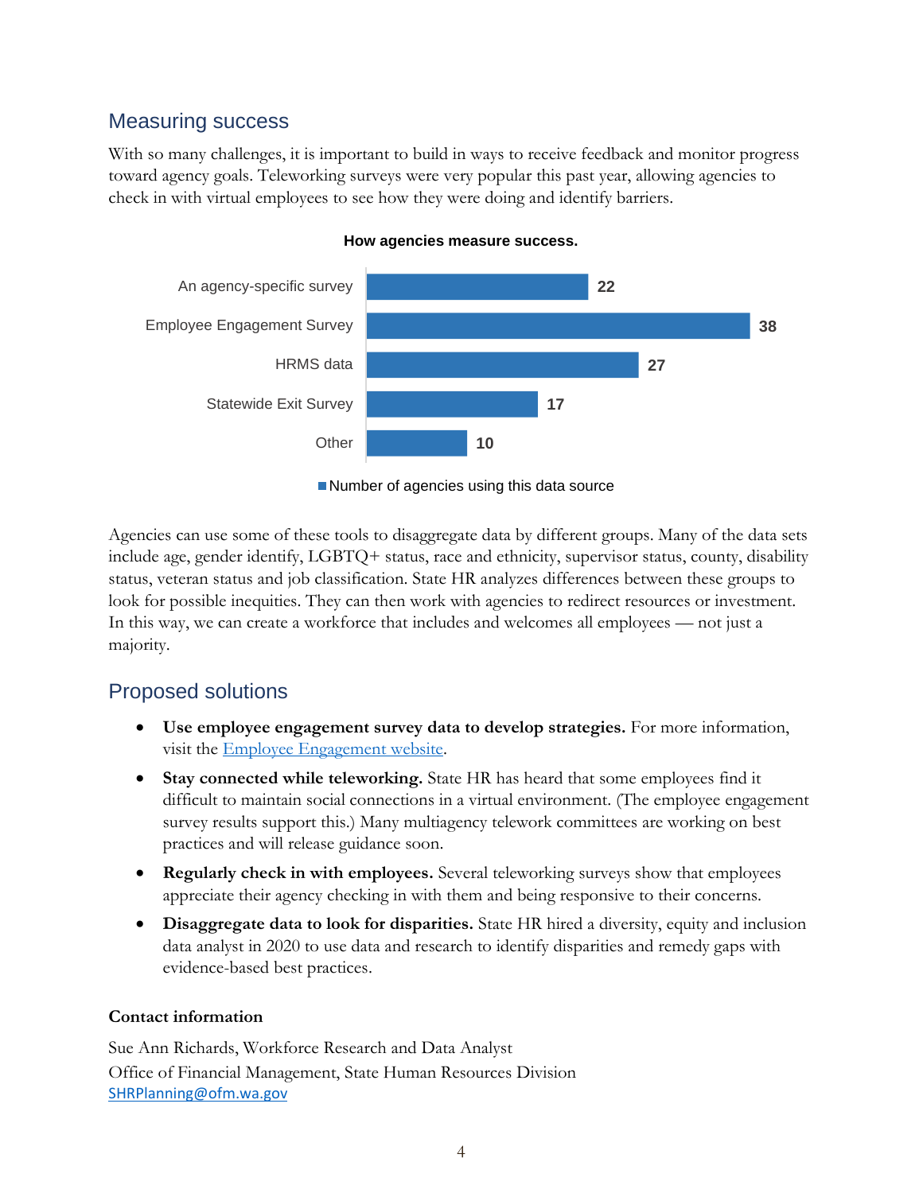## Measuring success

With so many challenges, it is important to build in ways to receive feedback and monitor progress toward agency goals. Teleworking surveys were very popular this past year, allowing agencies to check in with virtual employees to see how they were doing and identify barriers.

**How agencies measure success.**

| Data source | Number of agencies using this data source |
|---|---|
| An agency-specific survey | 22 |
| Employee Engagement Survey | 38 |
| HRMS data | 27 |
| Statewide Exit Survey | 17 |
| Other | 10 |

Agencies can use some of these tools to disaggregate data by different groups. Many of the data sets include age, gender identify, LGBTQ+ status, race and ethnicity, supervisor status, county, disability status, veteran status and job classification. State HR analyzes differences between these groups to look for possible inequities. They can then work with agencies to redirect resources or investment. In this way, we can create a workforce that includes and welcomes all employees — not just a majority.

## Proposed solutions

- **Use employee engagement survey data to develop strategies.** For more information, visit the Employee Engagement website.
- **Stay connected while teleworking.** State HR has heard that some employees find it difficult to maintain social connections in a virtual environment. (The employee engagement survey results support this.) Many multiagency telework committees are working on best practices and will release guidance soon.
- **Regularly check in with employees.** Several teleworking surveys show that employees appreciate their agency checking in with them and being responsive to their concerns.
- **Disaggregate data to look for disparities.** State HR hired a diversity, equity and inclusion data analyst in 2020 to use data and research to identify disparities and remedy gaps with evidence-based best practices.

**Contact information**

Sue Ann Richards, Workforce Research and Data Analyst
Office of Financial Management, State Human Resources Division
SHRPlanning@ofm.wa.gov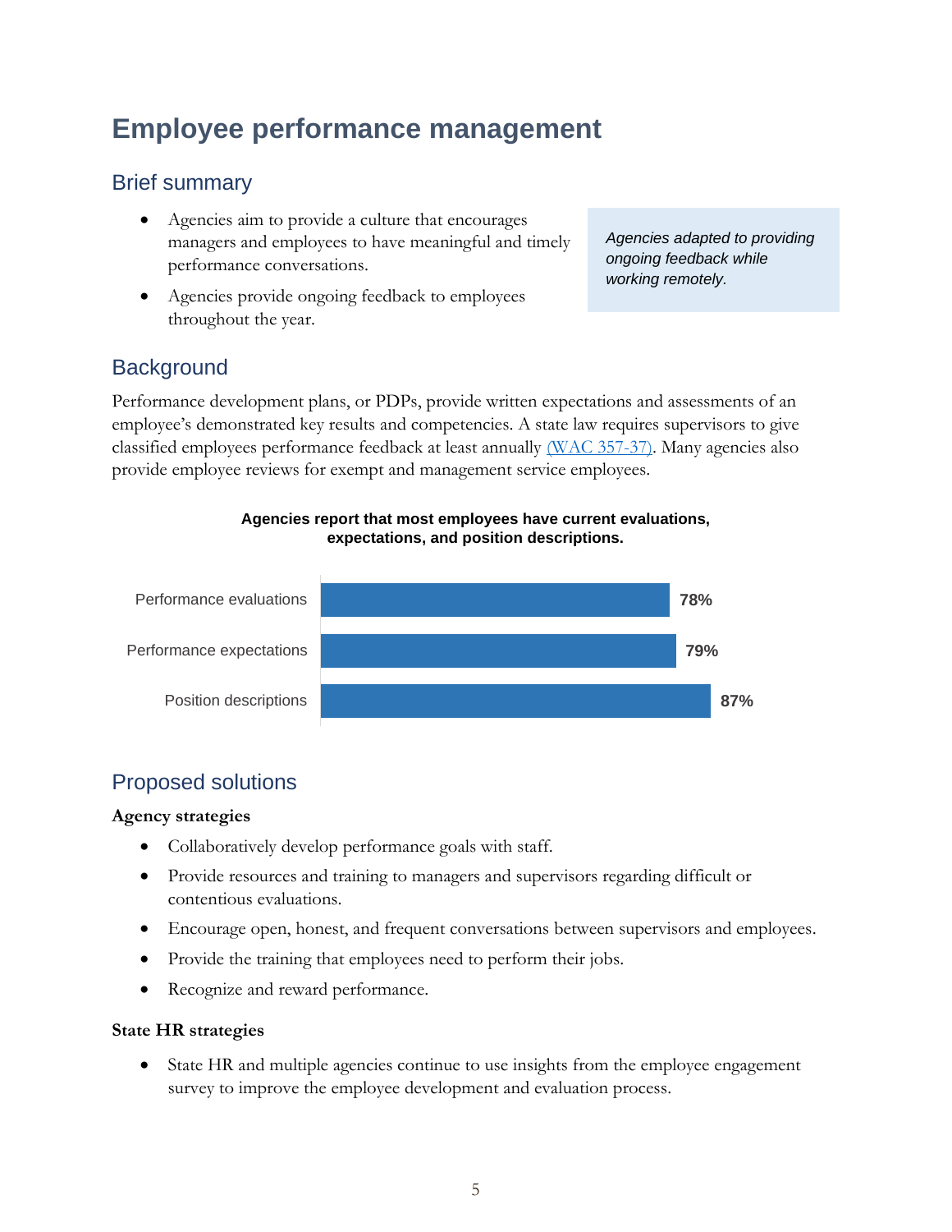# Employee performance management

## Brief summary

- Agencies aim to provide a culture that encourages managers and employees to have meaningful and timely performance conversations.
- Agencies provide ongoing feedback to employees throughout the year.

*Agencies adapted to providing ongoing feedback while working remotely.*

## Background

Performance development plans, or PDPs, provide written expectations and assessments of an employee's demonstrated key results and competencies. A state law requires supervisors to give classified employees performance feedback at least annually (WAC 357-37). Many agencies also provide employee reviews for exempt and management service employees.

**Agencies report that most employees have current evaluations, expectations, and position descriptions.**

| Category | Percent |
|---|---|
| Performance evaluations | 78% |
| Performance expectations | 79% |
| Position descriptions | 87% |

## Proposed solutions

**Agency strategies**

- Collaboratively develop performance goals with staff.
- Provide resources and training to managers and supervisors regarding difficult or contentious evaluations.
- Encourage open, honest, and frequent conversations between supervisors and employees.
- Provide the training that employees need to perform their jobs.
- Recognize and reward performance.

**State HR strategies**

- State HR and multiple agencies continue to use insights from the employee engagement survey to improve the employee development and evaluation process.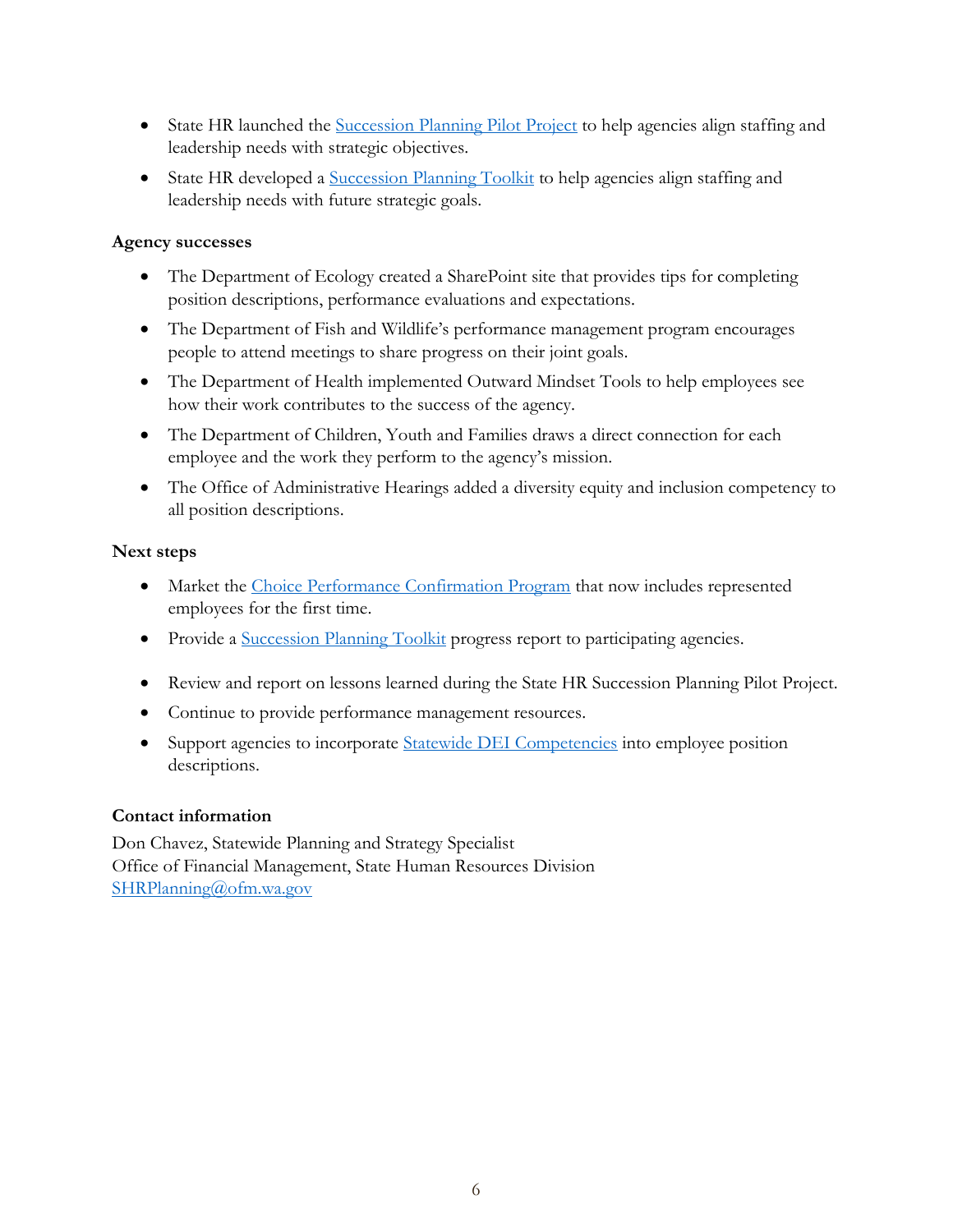- State HR launched the Succession Planning Pilot Project to help agencies align staffing and leadership needs with strategic objectives.
- State HR developed a Succession Planning Toolkit to help agencies align staffing and leadership needs with future strategic goals.

### Agency successes

- The Department of Ecology created a SharePoint site that provides tips for completing position descriptions, performance evaluations and expectations.
- The Department of Fish and Wildlife's performance management program encourages people to attend meetings to share progress on their joint goals.
- The Department of Health implemented Outward Mindset Tools to help employees see how their work contributes to the success of the agency.
- The Department of Children, Youth and Families draws a direct connection for each employee and the work they perform to the agency's mission.
- The Office of Administrative Hearings added a diversity equity and inclusion competency to all position descriptions.

### Next steps

- Market the Choice Performance Confirmation Program that now includes represented employees for the first time.
- Provide a Succession Planning Toolkit progress report to participating agencies.
- Review and report on lessons learned during the State HR Succession Planning Pilot Project.
- Continue to provide performance management resources.
- Support agencies to incorporate Statewide DEI Competencies into employee position descriptions.

### Contact information

Don Chavez, Statewide Planning and Strategy Specialist
Office of Financial Management, State Human Resources Division
SHRPlanning@ofm.wa.gov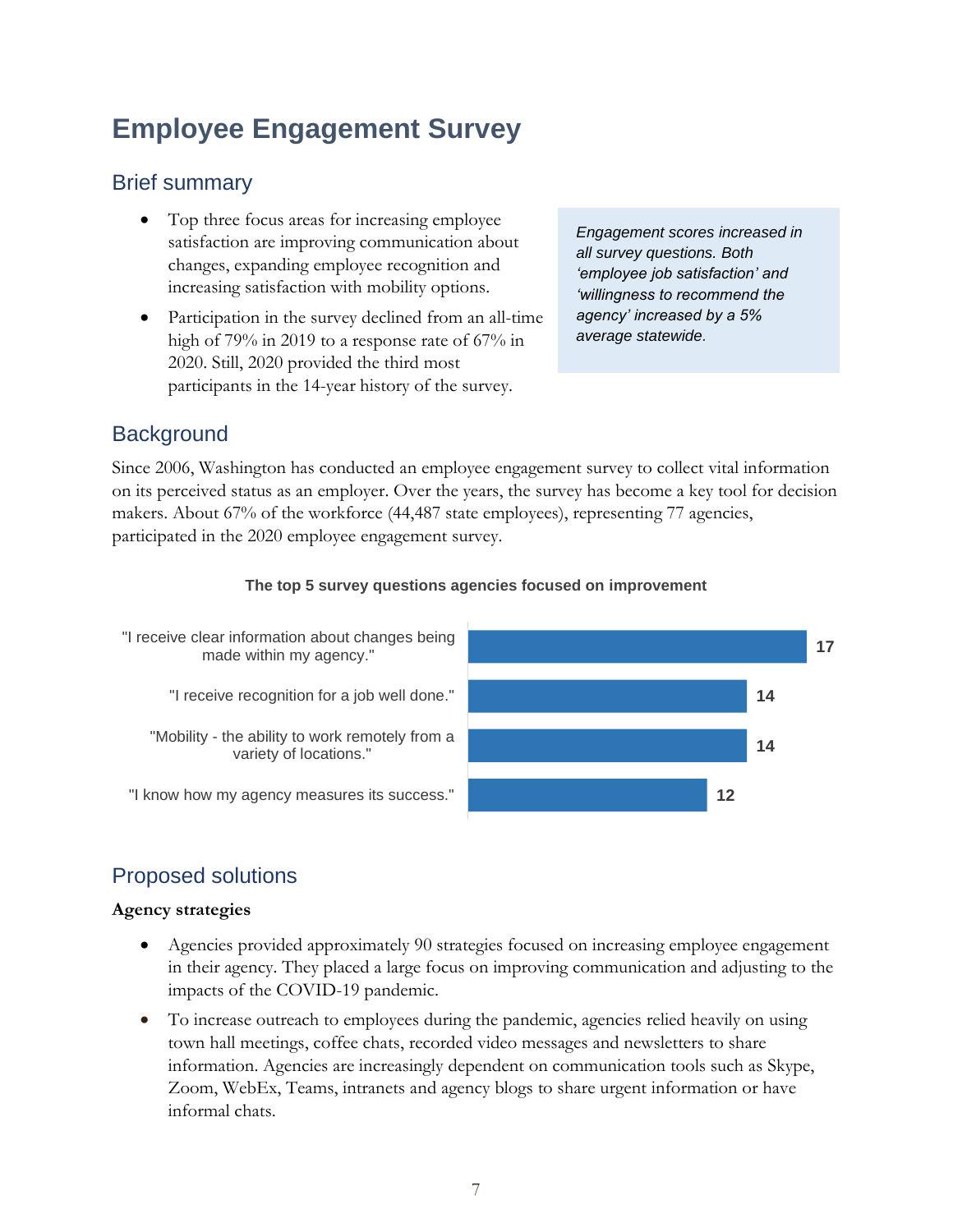# Employee Engagement Survey

## Brief summary

- Top three focus areas for increasing employee satisfaction are improving communication about changes, expanding employee recognition and increasing satisfaction with mobility options.
- Participation in the survey declined from an all-time high of 79% in 2019 to a response rate of 67% in 2020. Still, 2020 provided the third most participants in the 14-year history of the survey.

*Engagement scores increased in all survey questions. Both 'employee job satisfaction' and 'willingness to recommend the agency' increased by a 5% average statewide.*

## Background

Since 2006, Washington has conducted an employee engagement survey to collect vital information on its perceived status as an employer. Over the years, the survey has become a key tool for decision makers. About 67% of the workforce (44,487 state employees), representing 77 agencies, participated in the 2020 employee engagement survey.

**The top 5 survey questions agencies focused on improvement**

| Survey question | Number of agencies |
|---|---|
| "I receive clear information about changes being made within my agency." | 17 |
| "I receive recognition for a job well done." | 14 |
| "Mobility - the ability to work remotely from a variety of locations." | 14 |
| "I know how my agency measures its success." | 12 |

## Proposed solutions

**Agency strategies**

- Agencies provided approximately 90 strategies focused on increasing employee engagement in their agency. They placed a large focus on improving communication and adjusting to the impacts of the COVID-19 pandemic.
- To increase outreach to employees during the pandemic, agencies relied heavily on using town hall meetings, coffee chats, recorded video messages and newsletters to share information. Agencies are increasingly dependent on communication tools such as Skype, Zoom, WebEx, Teams, intranets and agency blogs to share urgent information or have informal chats.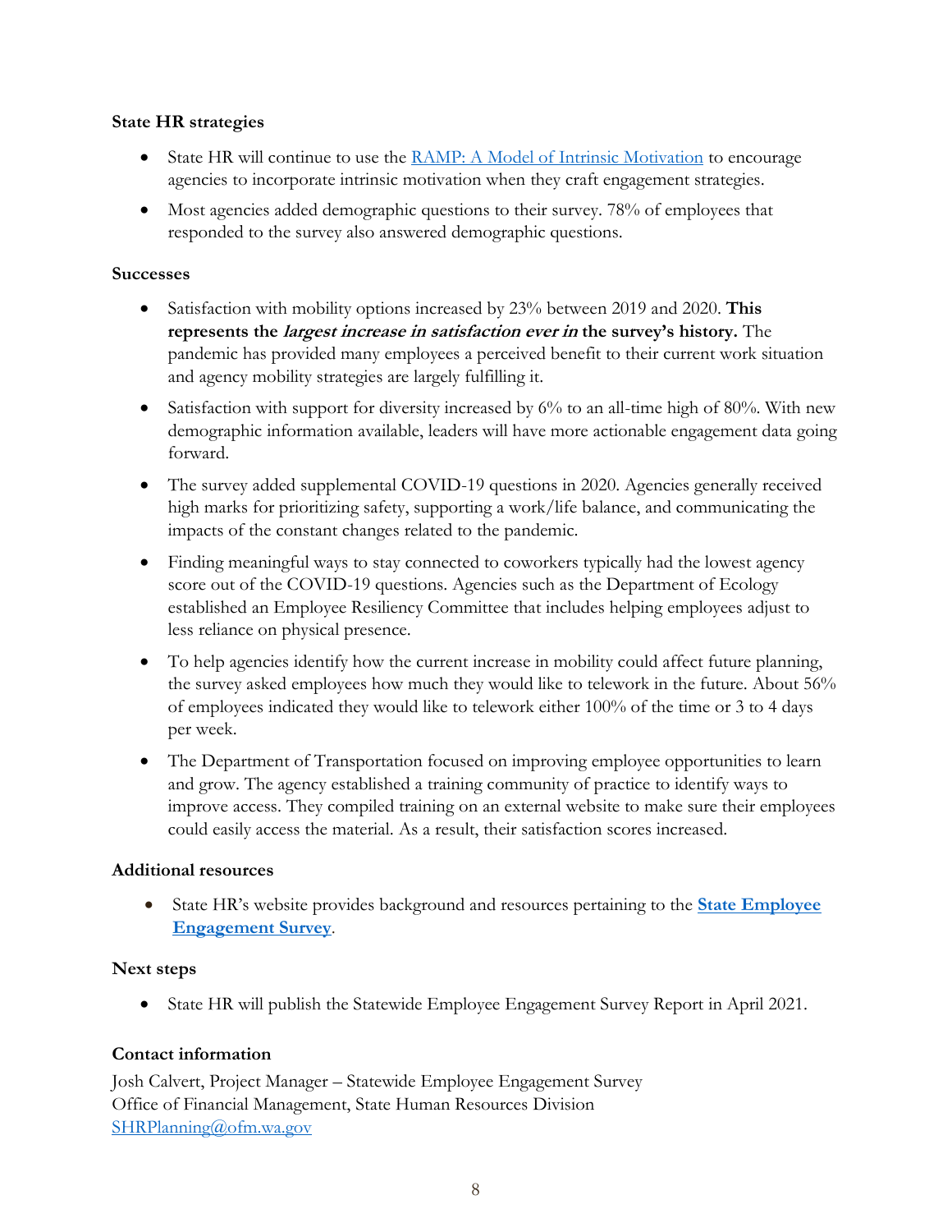**State HR strategies**

- State HR will continue to use the RAMP: A Model of Intrinsic Motivation to encourage agencies to incorporate intrinsic motivation when they craft engagement strategies.
- Most agencies added demographic questions to their survey. 78% of employees that responded to the survey also answered demographic questions.

**Successes**

- Satisfaction with mobility options increased by 23% between 2019 and 2020. **This represents the *largest increase in satisfaction ever in* the survey's history.** The pandemic has provided many employees a perceived benefit to their current work situation and agency mobility strategies are largely fulfilling it.
- Satisfaction with support for diversity increased by 6% to an all-time high of 80%. With new demographic information available, leaders will have more actionable engagement data going forward.
- The survey added supplemental COVID-19 questions in 2020. Agencies generally received high marks for prioritizing safety, supporting a work/life balance, and communicating the impacts of the constant changes related to the pandemic.
- Finding meaningful ways to stay connected to coworkers typically had the lowest agency score out of the COVID-19 questions. Agencies such as the Department of Ecology established an Employee Resiliency Committee that includes helping employees adjust to less reliance on physical presence.
- To help agencies identify how the current increase in mobility could affect future planning, the survey asked employees how much they would like to telework in the future. About 56% of employees indicated they would like to telework either 100% of the time or 3 to 4 days per week.
- The Department of Transportation focused on improving employee opportunities to learn and grow. The agency established a training community of practice to identify ways to improve access. They compiled training on an external website to make sure their employees could easily access the material. As a result, their satisfaction scores increased.

**Additional resources**

- State HR's website provides background and resources pertaining to the **State Employee Engagement Survey**.

**Next steps**

- State HR will publish the Statewide Employee Engagement Survey Report in April 2021.

**Contact information**

Josh Calvert, Project Manager – Statewide Employee Engagement Survey
Office of Financial Management, State Human Resources Division
SHRPlanning@ofm.wa.gov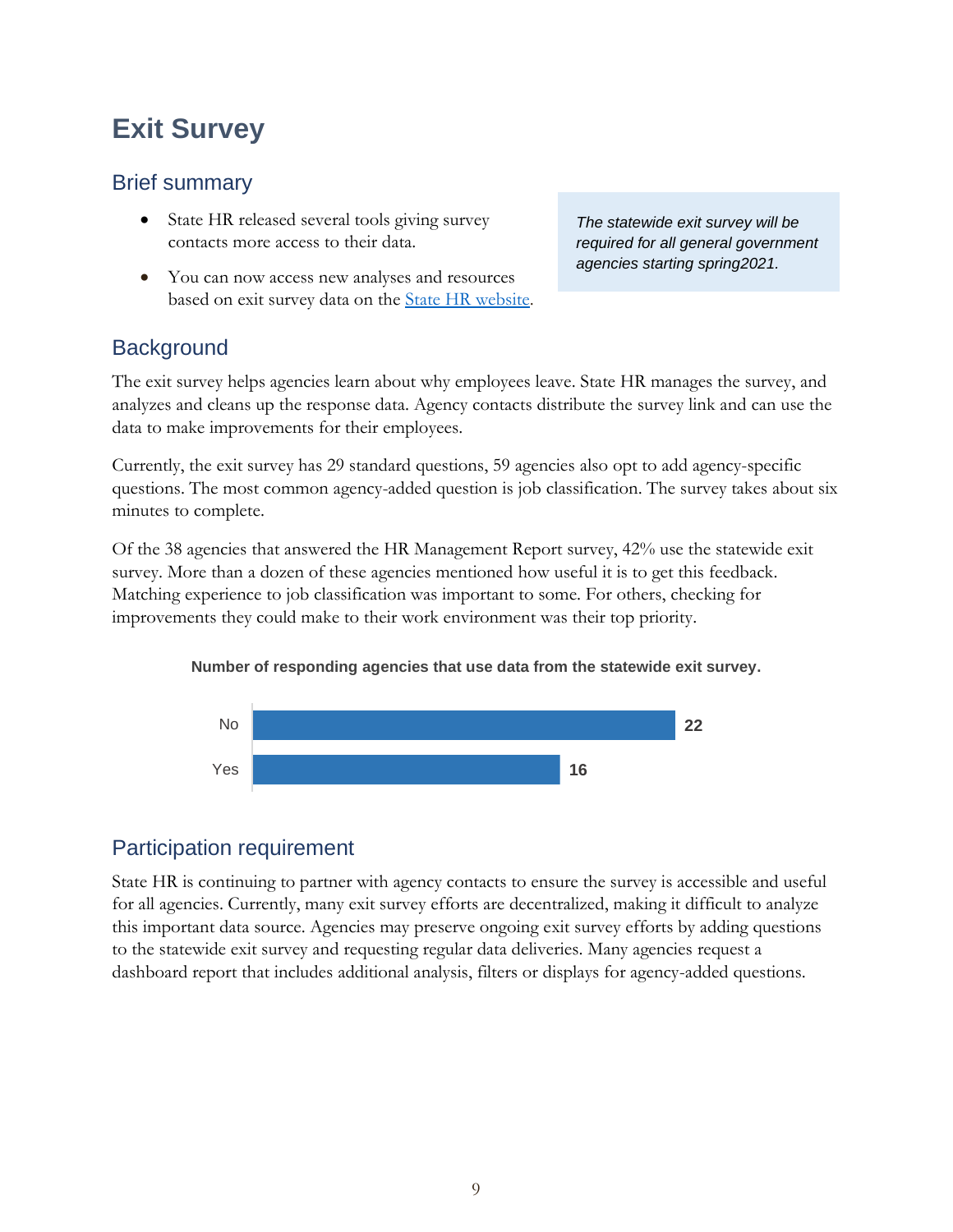# Exit Survey

## Brief summary

- State HR released several tools giving survey contacts more access to their data.
- You can now access new analyses and resources based on exit survey data on the State HR website.

*The statewide exit survey will be required for all general government agencies starting spring2021.*

## Background

The exit survey helps agencies learn about why employees leave. State HR manages the survey, and analyzes and cleans up the response data. Agency contacts distribute the survey link and can use the data to make improvements for their employees.

Currently, the exit survey has 29 standard questions, 59 agencies also opt to add agency-specific questions. The most common agency-added question is job classification. The survey takes about six minutes to complete.

Of the 38 agencies that answered the HR Management Report survey, 42% use the statewide exit survey. More than a dozen of these agencies mentioned how useful it is to get this feedback. Matching experience to job classification was important to some. For others, checking for improvements they could make to their work environment was their top priority.

**Number of responding agencies that use data from the statewide exit survey.**

| Response | Number |
|---|---|
| No | 22 |
| Yes | 16 |

## Participation requirement

State HR is continuing to partner with agency contacts to ensure the survey is accessible and useful for all agencies. Currently, many exit survey efforts are decentralized, making it difficult to analyze this important data source. Agencies may preserve ongoing exit survey efforts by adding questions to the statewide exit survey and requesting regular data deliveries. Many agencies request a dashboard report that includes additional analysis, filters or displays for agency-added questions.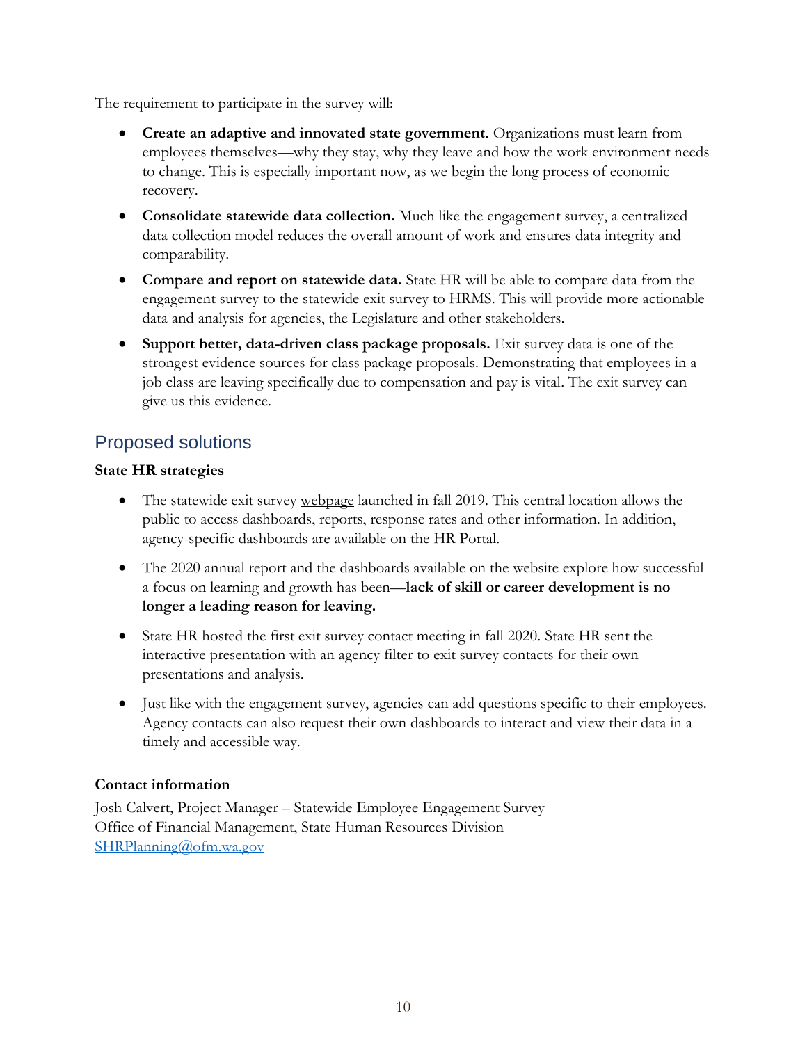The requirement to participate in the survey will:

- **Create an adaptive and innovated state government.** Organizations must learn from employees themselves—why they stay, why they leave and how the work environment needs to change. This is especially important now, as we begin the long process of economic recovery.
- **Consolidate statewide data collection.** Much like the engagement survey, a centralized data collection model reduces the overall amount of work and ensures data integrity and comparability.
- **Compare and report on statewide data.** State HR will be able to compare data from the engagement survey to the statewide exit survey to HRMS. This will provide more actionable data and analysis for agencies, the Legislature and other stakeholders.
- **Support better, data-driven class package proposals.** Exit survey data is one of the strongest evidence sources for class package proposals. Demonstrating that employees in a job class are leaving specifically due to compensation and pay is vital. The exit survey can give us this evidence.

## Proposed solutions

**State HR strategies**

- The statewide exit survey webpage launched in fall 2019. This central location allows the public to access dashboards, reports, response rates and other information. In addition, agency-specific dashboards are available on the HR Portal.
- The 2020 annual report and the dashboards available on the website explore how successful a focus on learning and growth has been—**lack of skill or career development is no longer a leading reason for leaving.**
- State HR hosted the first exit survey contact meeting in fall 2020. State HR sent the interactive presentation with an agency filter to exit survey contacts for their own presentations and analysis.
- Just like with the engagement survey, agencies can add questions specific to their employees. Agency contacts can also request their own dashboards to interact and view their data in a timely and accessible way.

**Contact information**

Josh Calvert, Project Manager – Statewide Employee Engagement Survey
Office of Financial Management, State Human Resources Division
SHRPlanning@ofm.wa.gov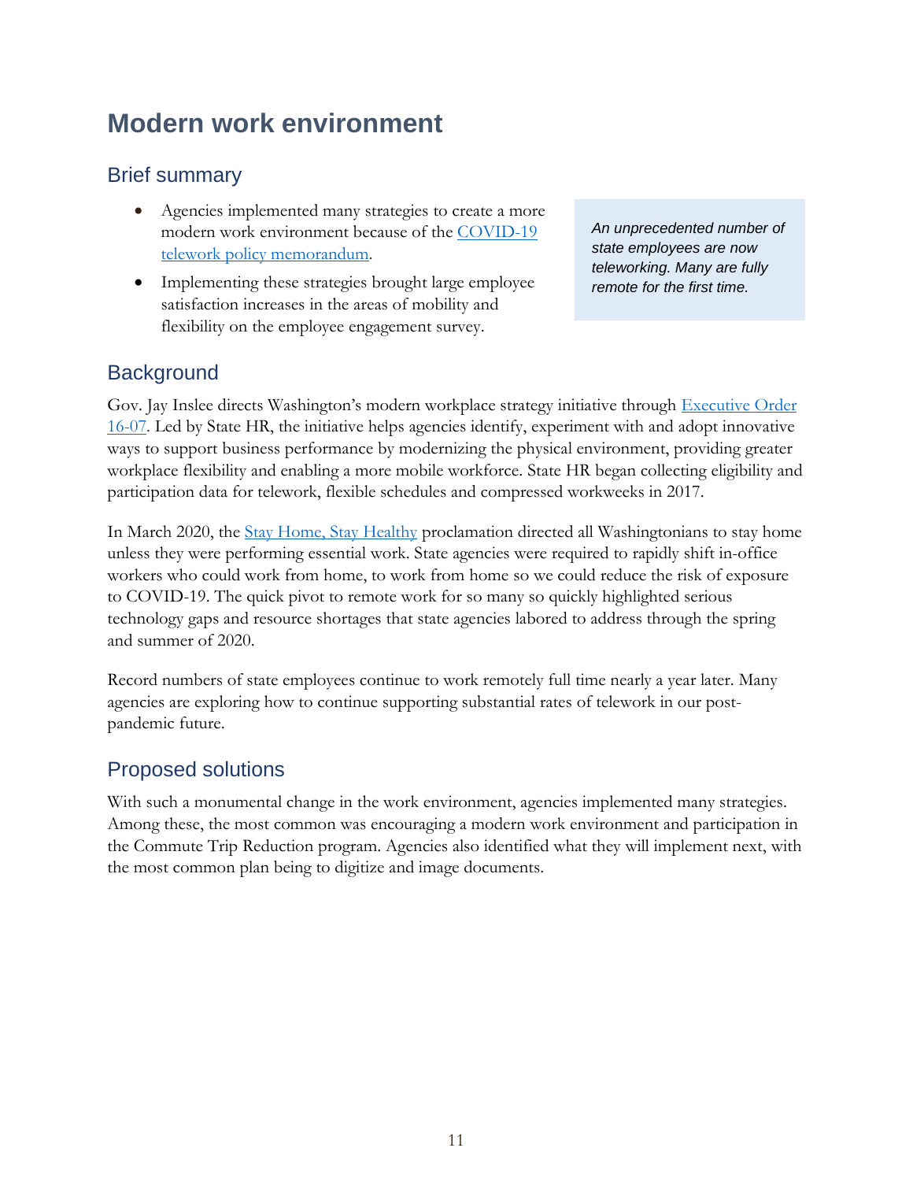# Modern work environment

## Brief summary

- Agencies implemented many strategies to create a more modern work environment because of the COVID-19 telework policy memorandum.
- Implementing these strategies brought large employee satisfaction increases in the areas of mobility and flexibility on the employee engagement survey.

*An unprecedented number of state employees are now teleworking. Many are fully remote for the first time.*

## Background

Gov. Jay Inslee directs Washington's modern workplace strategy initiative through Executive Order 16-07. Led by State HR, the initiative helps agencies identify, experiment with and adopt innovative ways to support business performance by modernizing the physical environment, providing greater workplace flexibility and enabling a more mobile workforce. State HR began collecting eligibility and participation data for telework, flexible schedules and compressed workweeks in 2017.

In March 2020, the Stay Home, Stay Healthy proclamation directed all Washingtonians to stay home unless they were performing essential work. State agencies were required to rapidly shift in-office workers who could work from home, to work from home so we could reduce the risk of exposure to COVID-19. The quick pivot to remote work for so many so quickly highlighted serious technology gaps and resource shortages that state agencies labored to address through the spring and summer of 2020.

Record numbers of state employees continue to work remotely full time nearly a year later. Many agencies are exploring how to continue supporting substantial rates of telework in our post-pandemic future.

## Proposed solutions

With such a monumental change in the work environment, agencies implemented many strategies. Among these, the most common was encouraging a modern work environment and participation in the Commute Trip Reduction program. Agencies also identified what they will implement next, with the most common plan being to digitize and image documents.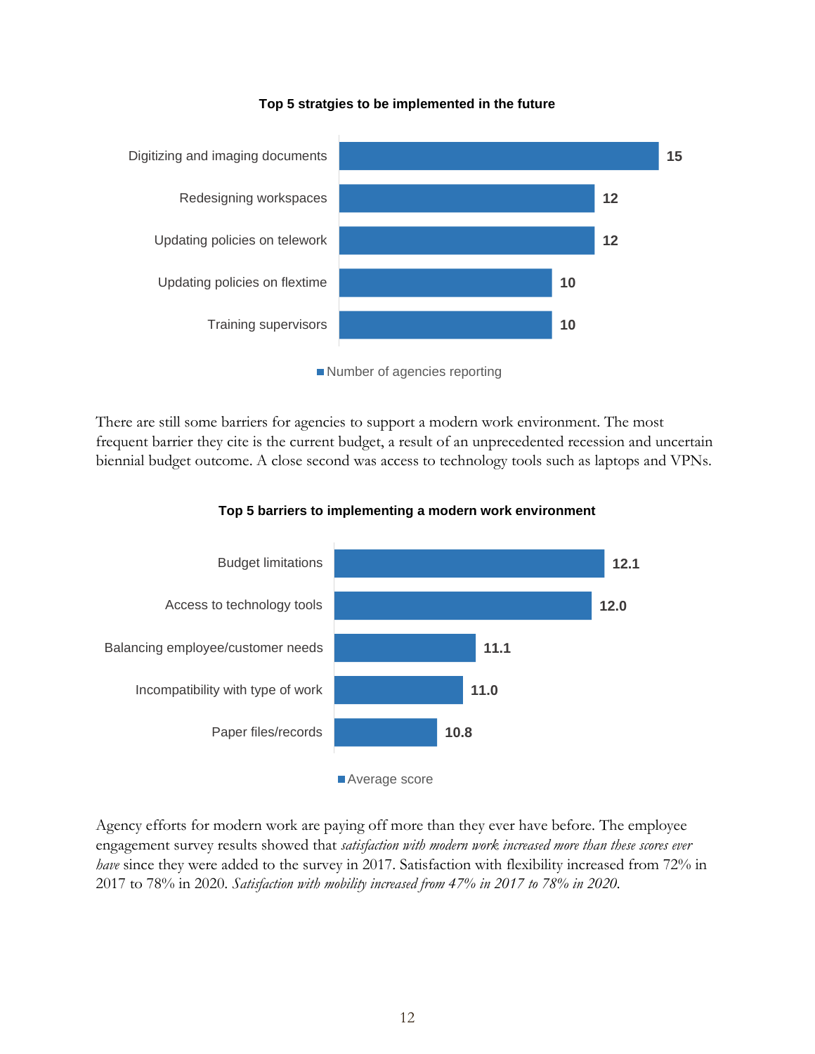**Top 5 stratgies to be implemented in the future**

| Strategy | Number of agencies reporting |
| --- | --- |
| Digitizing and imaging documents | 15 |
| Redesigning workspaces | 12 |
| Updating policies on telework | 12 |
| Updating policies on flextime | 10 |
| Training supervisors | 10 |

There are still some barriers for agencies to support a modern work environment. The most frequent barrier they cite is the current budget, a result of an unprecedented recession and uncertain biennial budget outcome. A close second was access to technology tools such as laptops and VPNs.

**Top 5 barriers to implementing a modern work environment**

| Barrier | Average score |
| --- | --- |
| Budget limitations | 12.1 |
| Access to technology tools | 12.0 |
| Balancing employee/customer needs | 11.1 |
| Incompatibility with type of work | 11.0 |
| Paper files/records | 10.8 |

Agency efforts for modern work are paying off more than they ever have before. The employee engagement survey results showed that *satisfaction with modern work increased more than these scores ever have* since they were added to the survey in 2017. Satisfaction with flexibility increased from 72% in 2017 to 78% in 2020. *Satisfaction with mobility increased from 47% in 2017 to 78% in 2020.*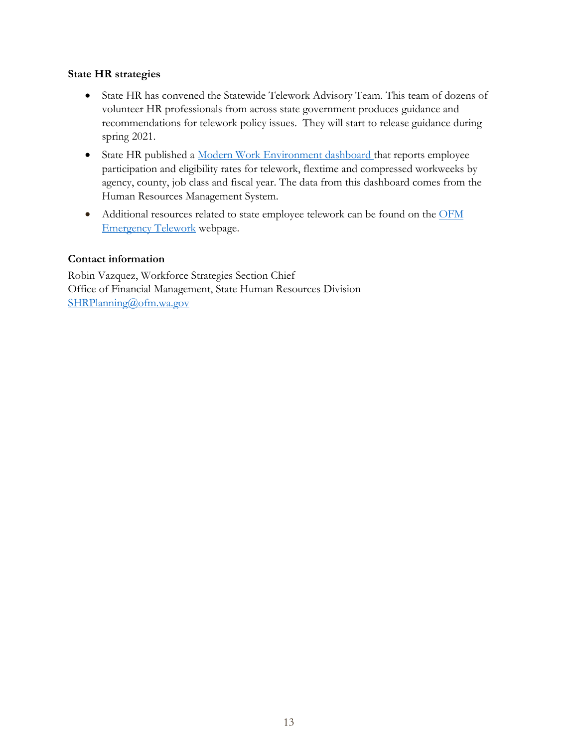### State HR strategies

- State HR has convened the Statewide Telework Advisory Team. This team of dozens of volunteer HR professionals from across state government produces guidance and recommendations for telework policy issues. They will start to release guidance during spring 2021.
- State HR published a Modern Work Environment dashboard that reports employee participation and eligibility rates for telework, flextime and compressed workweeks by agency, county, job class and fiscal year. The data from this dashboard comes from the Human Resources Management System.
- Additional resources related to state employee telework can be found on the OFM Emergency Telework webpage.

### Contact information

Robin Vazquez, Workforce Strategies Section Chief
Office of Financial Management, State Human Resources Division
SHRPlanning@ofm.wa.gov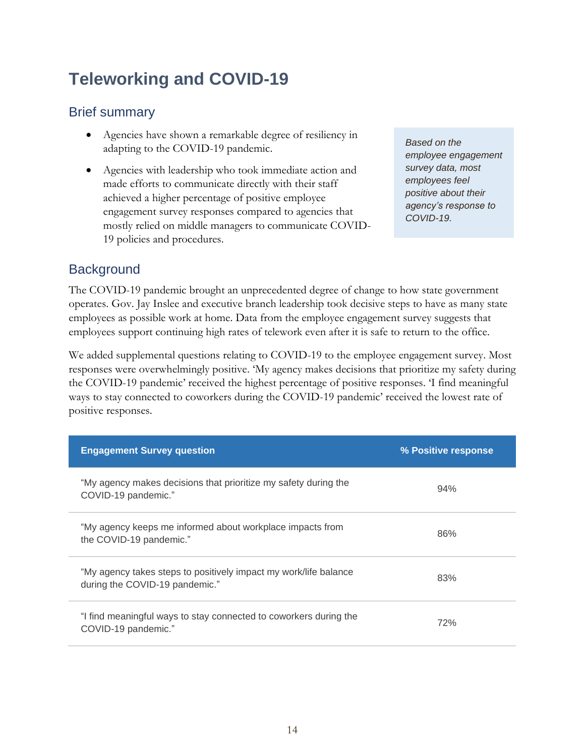# Teleworking and COVID-19

## Brief summary

- Agencies have shown a remarkable degree of resiliency in adapting to the COVID-19 pandemic.
- Agencies with leadership who took immediate action and made efforts to communicate directly with their staff achieved a higher percentage of positive employee engagement survey responses compared to agencies that mostly relied on middle managers to communicate COVID-19 policies and procedures.

*Based on the employee engagement survey data, most employees feel positive about their agency's response to COVID-19.*

## Background

The COVID-19 pandemic brought an unprecedented degree of change to how state government operates. Gov. Jay Inslee and executive branch leadership took decisive steps to have as many state employees as possible work at home. Data from the employee engagement survey suggests that employees support continuing high rates of telework even after it is safe to return to the office.

We added supplemental questions relating to COVID-19 to the employee engagement survey. Most responses were overwhelmingly positive. 'My agency makes decisions that prioritize my safety during the COVID-19 pandemic' received the highest percentage of positive responses. 'I find meaningful ways to stay connected to coworkers during the COVID-19 pandemic' received the lowest rate of positive responses.

| Engagement Survey question | % Positive response |
|---|---|
| "My agency makes decisions that prioritize my safety during the COVID-19 pandemic." | 94% |
| "My agency keeps me informed about workplace impacts from the COVID-19 pandemic." | 86% |
| "My agency takes steps to positively impact my work/life balance during the COVID-19 pandemic." | 83% |
| "I find meaningful ways to stay connected to coworkers during the COVID-19 pandemic." | 72% |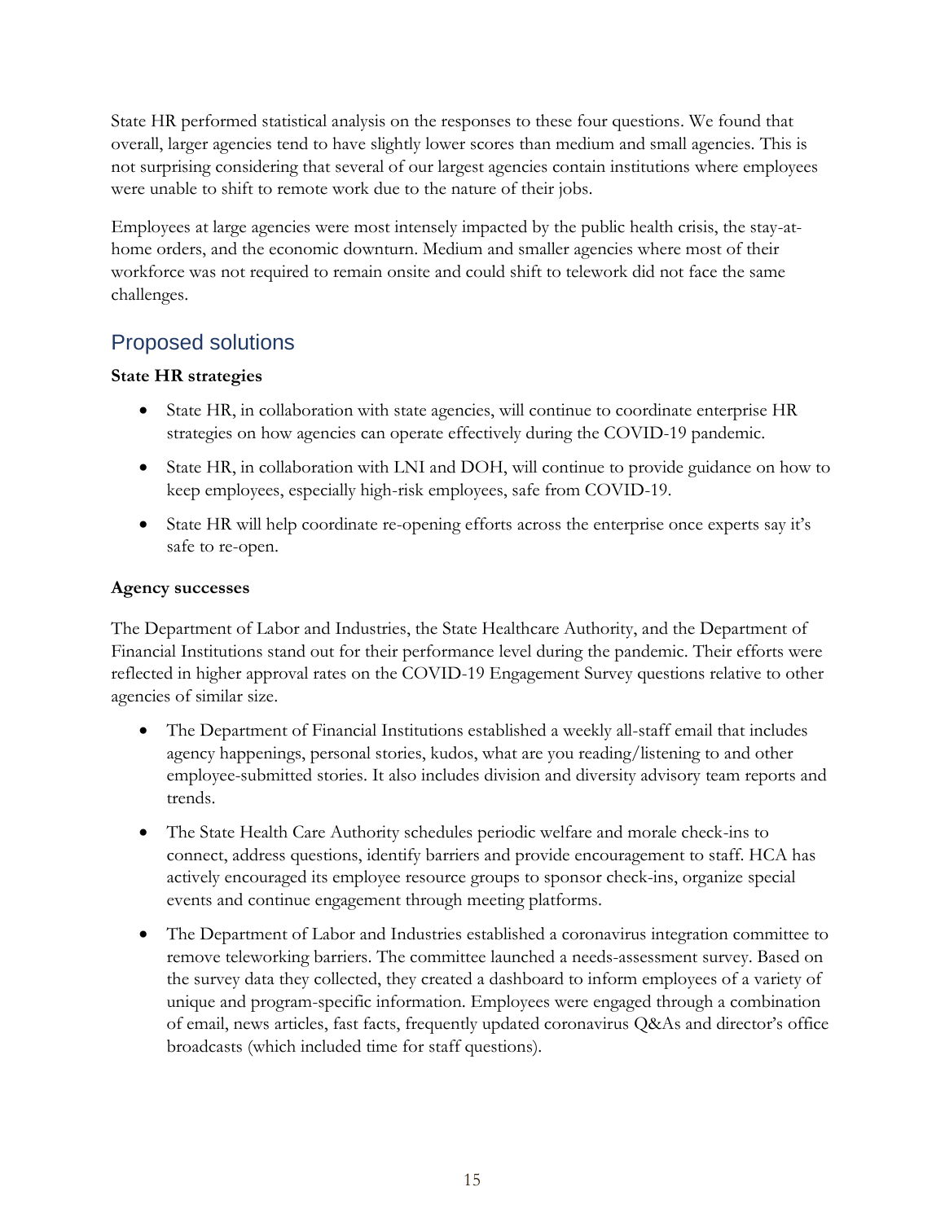State HR performed statistical analysis on the responses to these four questions. We found that overall, larger agencies tend to have slightly lower scores than medium and small agencies. This is not surprising considering that several of our largest agencies contain institutions where employees were unable to shift to remote work due to the nature of their jobs.

Employees at large agencies were most intensely impacted by the public health crisis, the stay-at-home orders, and the economic downturn. Medium and smaller agencies where most of their workforce was not required to remain onsite and could shift to telework did not face the same challenges.

## Proposed solutions

**State HR strategies**

- State HR, in collaboration with state agencies, will continue to coordinate enterprise HR strategies on how agencies can operate effectively during the COVID-19 pandemic.
- State HR, in collaboration with LNI and DOH, will continue to provide guidance on how to keep employees, especially high-risk employees, safe from COVID-19.
- State HR will help coordinate re-opening efforts across the enterprise once experts say it's safe to re-open.

**Agency successes**

The Department of Labor and Industries, the State Healthcare Authority, and the Department of Financial Institutions stand out for their performance level during the pandemic. Their efforts were reflected in higher approval rates on the COVID-19 Engagement Survey questions relative to other agencies of similar size.

- The Department of Financial Institutions established a weekly all-staff email that includes agency happenings, personal stories, kudos, what are you reading/listening to and other employee-submitted stories. It also includes division and diversity advisory team reports and trends.
- The State Health Care Authority schedules periodic welfare and morale check-ins to connect, address questions, identify barriers and provide encouragement to staff. HCA has actively encouraged its employee resource groups to sponsor check-ins, organize special events and continue engagement through meeting platforms.
- The Department of Labor and Industries established a coronavirus integration committee to remove teleworking barriers. The committee launched a needs-assessment survey. Based on the survey data they collected, they created a dashboard to inform employees of a variety of unique and program-specific information. Employees were engaged through a combination of email, news articles, fast facts, frequently updated coronavirus Q&As and director's office broadcasts (which included time for staff questions).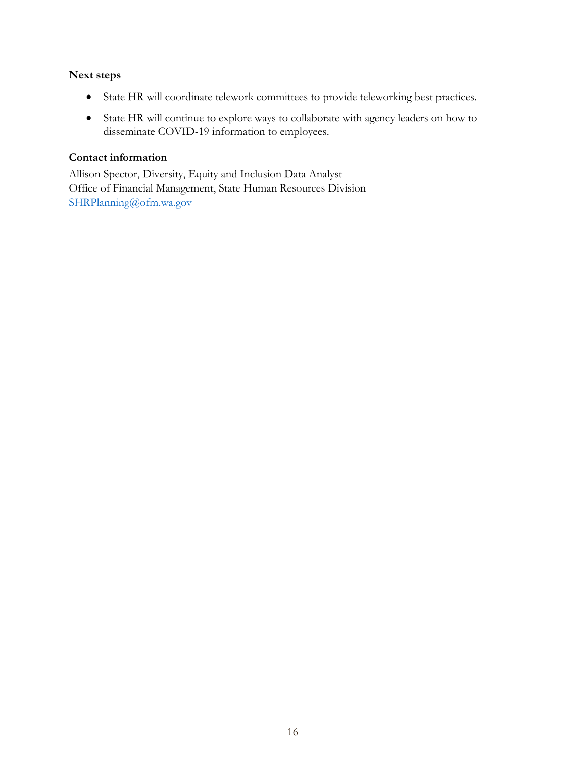### Next steps

- State HR will coordinate telework committees to provide teleworking best practices.
- State HR will continue to explore ways to collaborate with agency leaders on how to disseminate COVID-19 information to employees.

### Contact information

Allison Spector, Diversity, Equity and Inclusion Data Analyst
Office of Financial Management, State Human Resources Division
SHRPlanning@ofm.wa.gov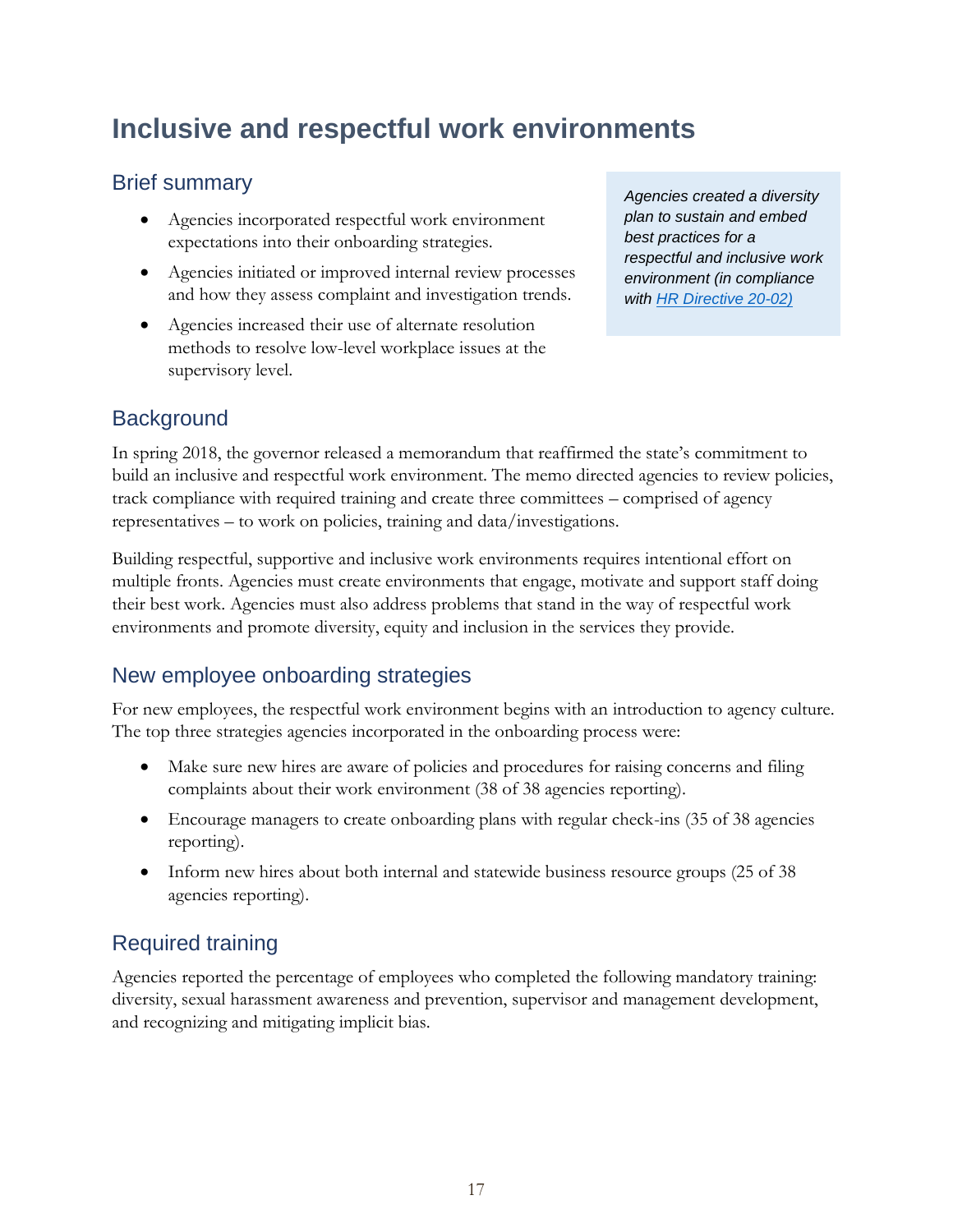# Inclusive and respectful work environments

## Brief summary

- Agencies incorporated respectful work environment expectations into their onboarding strategies.
- Agencies initiated or improved internal review processes and how they assess complaint and investigation trends.
- Agencies increased their use of alternate resolution methods to resolve low-level workplace issues at the supervisory level.

*Agencies created a diversity plan to sustain and embed best practices for a respectful and inclusive work environment (in compliance with [HR Directive 20-02](HR Directive 20-02))*

## Background

In spring 2018, the governor released a memorandum that reaffirmed the state's commitment to build an inclusive and respectful work environment. The memo directed agencies to review policies, track compliance with required training and create three committees – comprised of agency representatives – to work on policies, training and data/investigations.

Building respectful, supportive and inclusive work environments requires intentional effort on multiple fronts. Agencies must create environments that engage, motivate and support staff doing their best work. Agencies must also address problems that stand in the way of respectful work environments and promote diversity, equity and inclusion in the services they provide.

## New employee onboarding strategies

For new employees, the respectful work environment begins with an introduction to agency culture. The top three strategies agencies incorporated in the onboarding process were:

- Make sure new hires are aware of policies and procedures for raising concerns and filing complaints about their work environment (38 of 38 agencies reporting).
- Encourage managers to create onboarding plans with regular check-ins (35 of 38 agencies reporting).
- Inform new hires about both internal and statewide business resource groups (25 of 38 agencies reporting).

## Required training

Agencies reported the percentage of employees who completed the following mandatory training: diversity, sexual harassment awareness and prevention, supervisor and management development, and recognizing and mitigating implicit bias.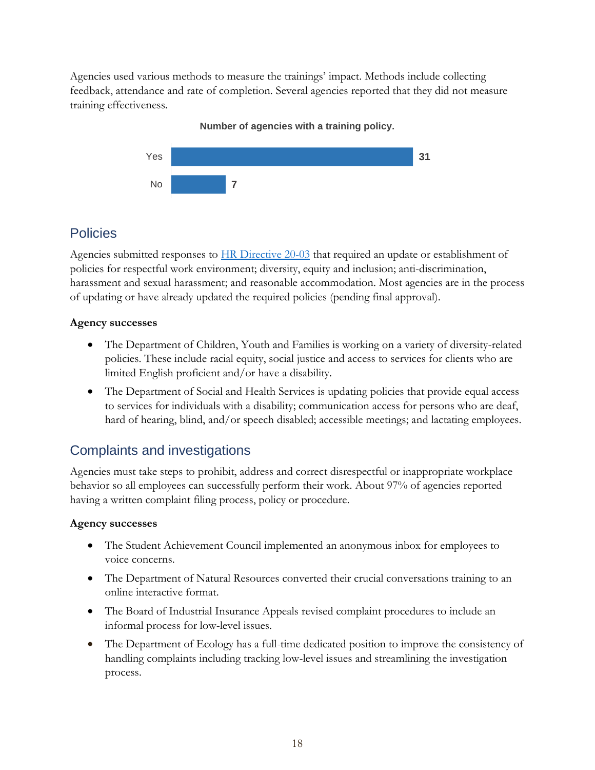Agencies used various methods to measure the trainings' impact. Methods include collecting feedback, attendance and rate of completion. Several agencies reported that they did not measure training effectiveness.

**Number of agencies with a training policy.**

| | |
|---|---|
| Yes | 31 |
| No | 7 |

## Policies

Agencies submitted responses to [HR Directive 20-03](#) that required an update or establishment of policies for respectful work environment; diversity, equity and inclusion; anti-discrimination, harassment and sexual harassment; and reasonable accommodation. Most agencies are in the process of updating or have already updated the required policies (pending final approval).

**Agency successes**

- The Department of Children, Youth and Families is working on a variety of diversity-related policies. These include racial equity, social justice and access to services for clients who are limited English proficient and/or have a disability.
- The Department of Social and Health Services is updating policies that provide equal access to services for individuals with a disability; communication access for persons who are deaf, hard of hearing, blind, and/or speech disabled; accessible meetings; and lactating employees.

## Complaints and investigations

Agencies must take steps to prohibit, address and correct disrespectful or inappropriate workplace behavior so all employees can successfully perform their work. About 97% of agencies reported having a written complaint filing process, policy or procedure.

**Agency successes**

- The Student Achievement Council implemented an anonymous inbox for employees to voice concerns.
- The Department of Natural Resources converted their crucial conversations training to an online interactive format.
- The Board of Industrial Insurance Appeals revised complaint procedures to include an informal process for low-level issues.
- The Department of Ecology has a full-time dedicated position to improve the consistency of handling complaints including tracking low-level issues and streamlining the investigation process.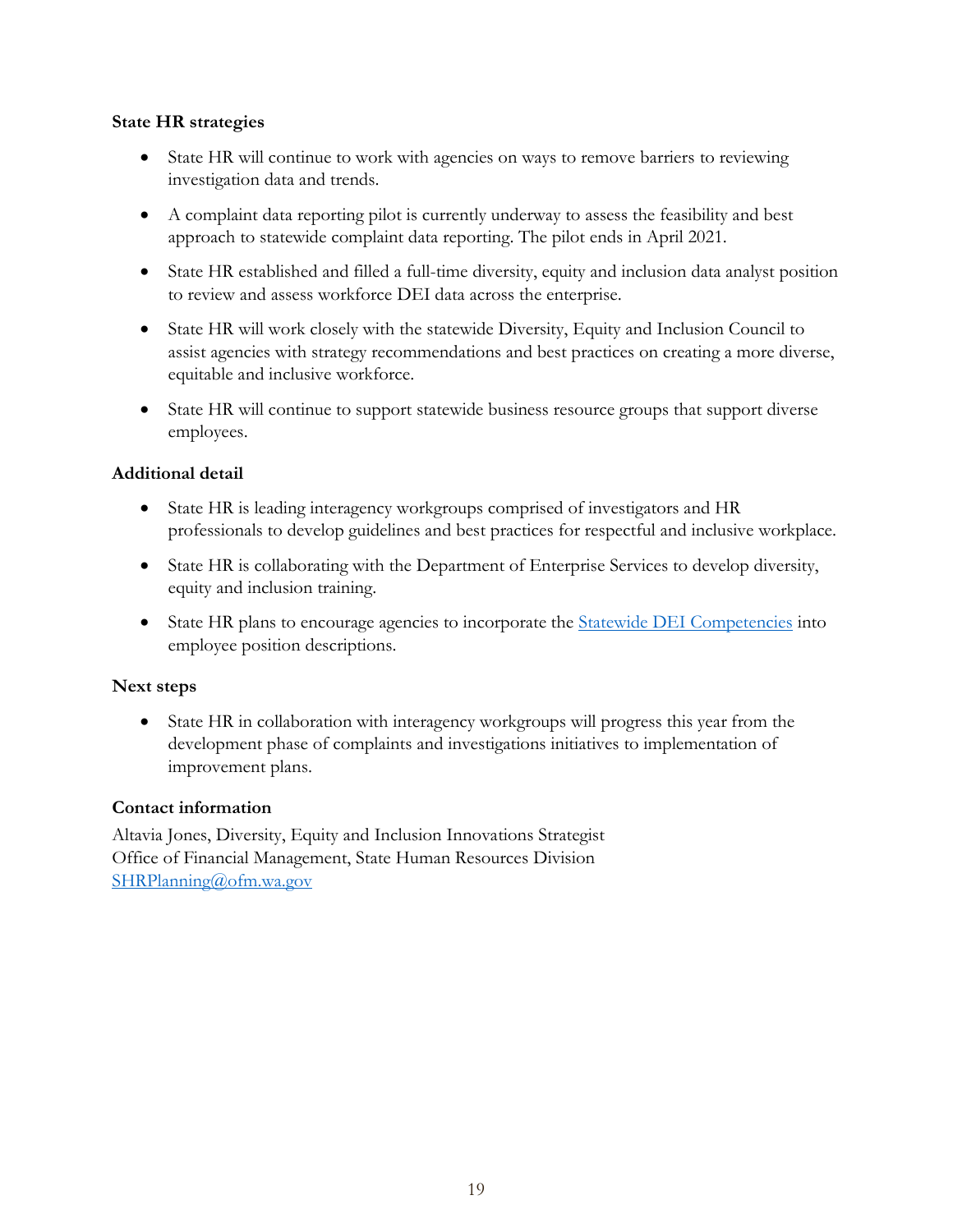### State HR strategies

- State HR will continue to work with agencies on ways to remove barriers to reviewing investigation data and trends.
- A complaint data reporting pilot is currently underway to assess the feasibility and best approach to statewide complaint data reporting. The pilot ends in April 2021.
- State HR established and filled a full-time diversity, equity and inclusion data analyst position to review and assess workforce DEI data across the enterprise.
- State HR will work closely with the statewide Diversity, Equity and Inclusion Council to assist agencies with strategy recommendations and best practices on creating a more diverse, equitable and inclusive workforce.
- State HR will continue to support statewide business resource groups that support diverse employees.

### Additional detail

- State HR is leading interagency workgroups comprised of investigators and HR professionals to develop guidelines and best practices for respectful and inclusive workplace.
- State HR is collaborating with the Department of Enterprise Services to develop diversity, equity and inclusion training.
- State HR plans to encourage agencies to incorporate the [Statewide DEI Competencies] into employee position descriptions.

### Next steps

- State HR in collaboration with interagency workgroups will progress this year from the development phase of complaints and investigations initiatives to implementation of improvement plans.

### Contact information

Altavia Jones, Diversity, Equity and Inclusion Innovations Strategist
Office of Financial Management, State Human Resources Division
SHRPlanning@ofm.wa.gov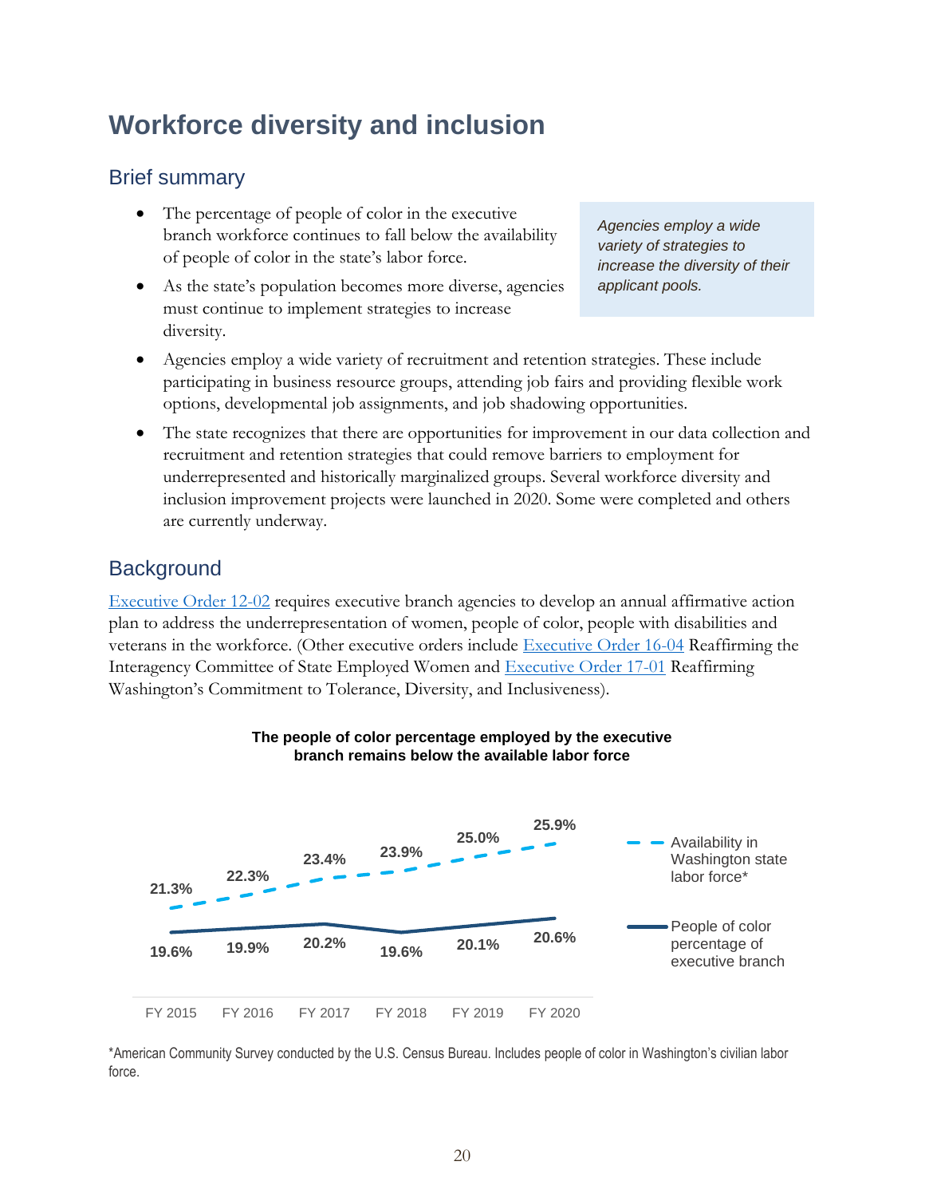# Workforce diversity and inclusion

## Brief summary

- The percentage of people of color in the executive branch workforce continues to fall below the availability of people of color in the state's labor force.
- As the state's population becomes more diverse, agencies must continue to implement strategies to increase diversity.

*Agencies employ a wide variety of strategies to increase the diversity of their applicant pools.*

- Agencies employ a wide variety of recruitment and retention strategies. These include participating in business resource groups, attending job fairs and providing flexible work options, developmental job assignments, and job shadowing opportunities.
- The state recognizes that there are opportunities for improvement in our data collection and recruitment and retention strategies that could remove barriers to employment for underrepresented and historically marginalized groups. Several workforce diversity and inclusion improvement projects were launched in 2020. Some were completed and others are currently underway.

## Background

Executive Order 12-02 requires executive branch agencies to develop an annual affirmative action plan to address the underrepresentation of women, people of color, people with disabilities and veterans in the workforce. (Other executive orders include Executive Order 16-04 Reaffirming the Interagency Committee of State Employed Women and Executive Order 17-01 Reaffirming Washington's Commitment to Tolerance, Diversity, and Inclusiveness).

**The people of color percentage employed by the executive branch remains below the available labor force**

| | FY 2015 | FY 2016 | FY 2017 | FY 2018 | FY 2019 | FY 2020 |
|---|---|---|---|---|---|---|
| Availability in Washington state labor force* | 21.3% | 22.3% | 23.4% | 23.9% | 25.0% | 25.9% |
| People of color percentage of executive branch | 19.6% | 19.9% | 20.2% | 19.6% | 20.1% | 20.6% |

*American Community Survey conducted by the U.S. Census Bureau. Includes people of color in Washington's civilian labor force.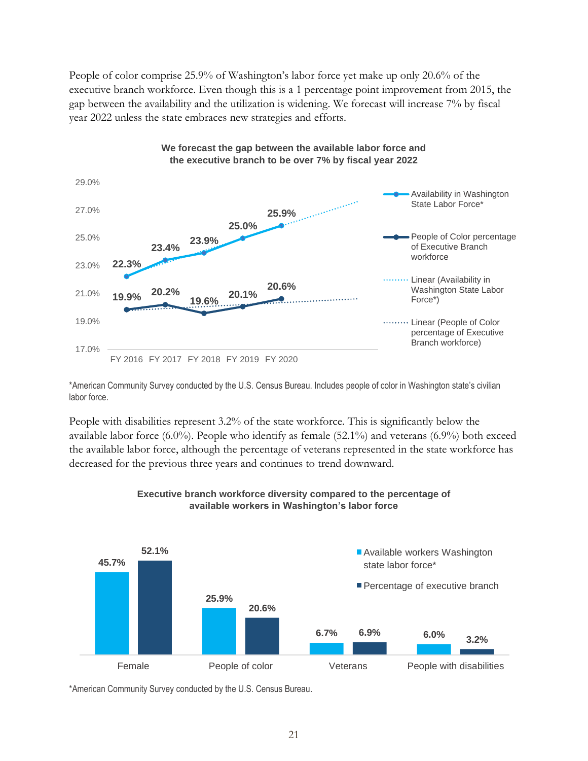People of color comprise 25.9% of Washington's labor force yet make up only 20.6% of the executive branch workforce. Even though this is a 1 percentage point improvement from 2015, the gap between the availability and the utilization is widening. We forecast will increase 7% by fiscal year 2022 unless the state embraces new strategies and efforts.

**We forecast the gap between the available labor force and the executive branch to be over 7% by fiscal year 2022**

| | FY 2016 | FY 2017 | FY 2018 | FY 2019 | FY 2020 |
|---|---|---|---|---|---|
| Availability in Washington State Labor Force* | 22.3% | 23.4% | 23.9% | 25.0% | 25.9% |
| People of Color percentage of Executive Branch workforce | 19.9% | 20.2% | 19.6% | 20.1% | 20.6% |

*American Community Survey conducted by the U.S. Census Bureau. Includes people of color in Washington state's civilian labor force.

People with disabilities represent 3.2% of the state workforce. This is significantly below the available labor force (6.0%). People who identify as female (52.1%) and veterans (6.9%) both exceed the available labor force, although the percentage of veterans represented in the state workforce has decreased for the previous three years and continues to trend downward.

**Executive branch workforce diversity compared to the percentage of available workers in Washington's labor force**

| | Female | People of color | Veterans | People with disabilities |
|---|---|---|---|---|
| Available workers Washington state labor force* | 45.7% | 25.9% | 6.7% | 6.0% |
| Percentage of executive branch | 52.1% | 20.6% | 6.9% | 3.2% |

*American Community Survey conducted by the U.S. Census Bureau.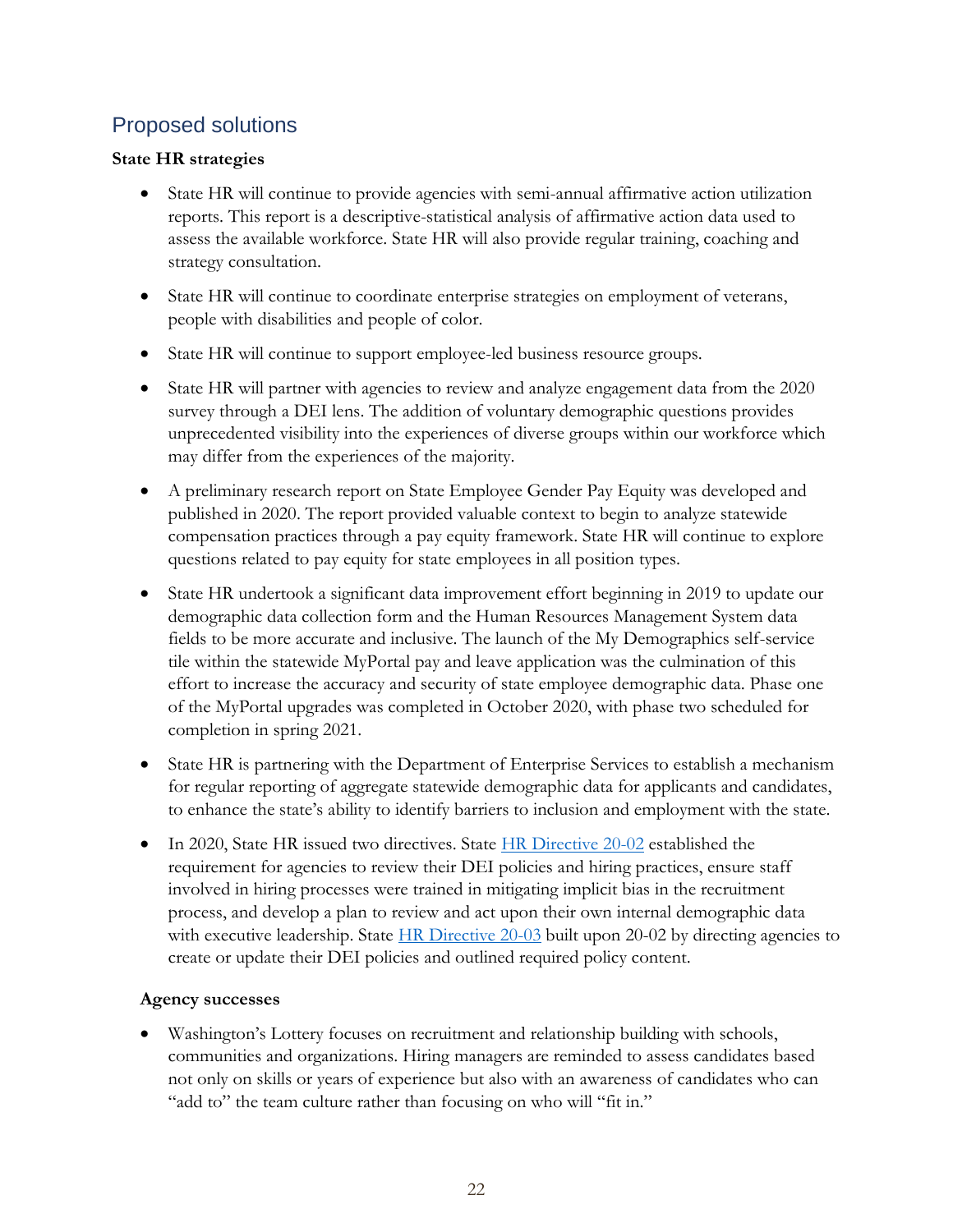## Proposed solutions

**State HR strategies**

- State HR will continue to provide agencies with semi-annual affirmative action utilization reports. This report is a descriptive-statistical analysis of affirmative action data used to assess the available workforce. State HR will also provide regular training, coaching and strategy consultation.
- State HR will continue to coordinate enterprise strategies on employment of veterans, people with disabilities and people of color.
- State HR will continue to support employee-led business resource groups.
- State HR will partner with agencies to review and analyze engagement data from the 2020 survey through a DEI lens. The addition of voluntary demographic questions provides unprecedented visibility into the experiences of diverse groups within our workforce which may differ from the experiences of the majority.
- A preliminary research report on State Employee Gender Pay Equity was developed and published in 2020. The report provided valuable context to begin to analyze statewide compensation practices through a pay equity framework. State HR will continue to explore questions related to pay equity for state employees in all position types.
- State HR undertook a significant data improvement effort beginning in 2019 to update our demographic data collection form and the Human Resources Management System data fields to be more accurate and inclusive. The launch of the My Demographics self-service tile within the statewide MyPortal pay and leave application was the culmination of this effort to increase the accuracy and security of state employee demographic data. Phase one of the MyPortal upgrades was completed in October 2020, with phase two scheduled for completion in spring 2021.
- State HR is partnering with the Department of Enterprise Services to establish a mechanism for regular reporting of aggregate statewide demographic data for applicants and candidates, to enhance the state's ability to identify barriers to inclusion and employment with the state.
- In 2020, State HR issued two directives. State HR Directive 20-02 established the requirement for agencies to review their DEI policies and hiring practices, ensure staff involved in hiring processes were trained in mitigating implicit bias in the recruitment process, and develop a plan to review and act upon their own internal demographic data with executive leadership. State HR Directive 20-03 built upon 20-02 by directing agencies to create or update their DEI policies and outlined required policy content.

**Agency successes**

- Washington's Lottery focuses on recruitment and relationship building with schools, communities and organizations. Hiring managers are reminded to assess candidates based not only on skills or years of experience but also with an awareness of candidates who can "add to" the team culture rather than focusing on who will "fit in."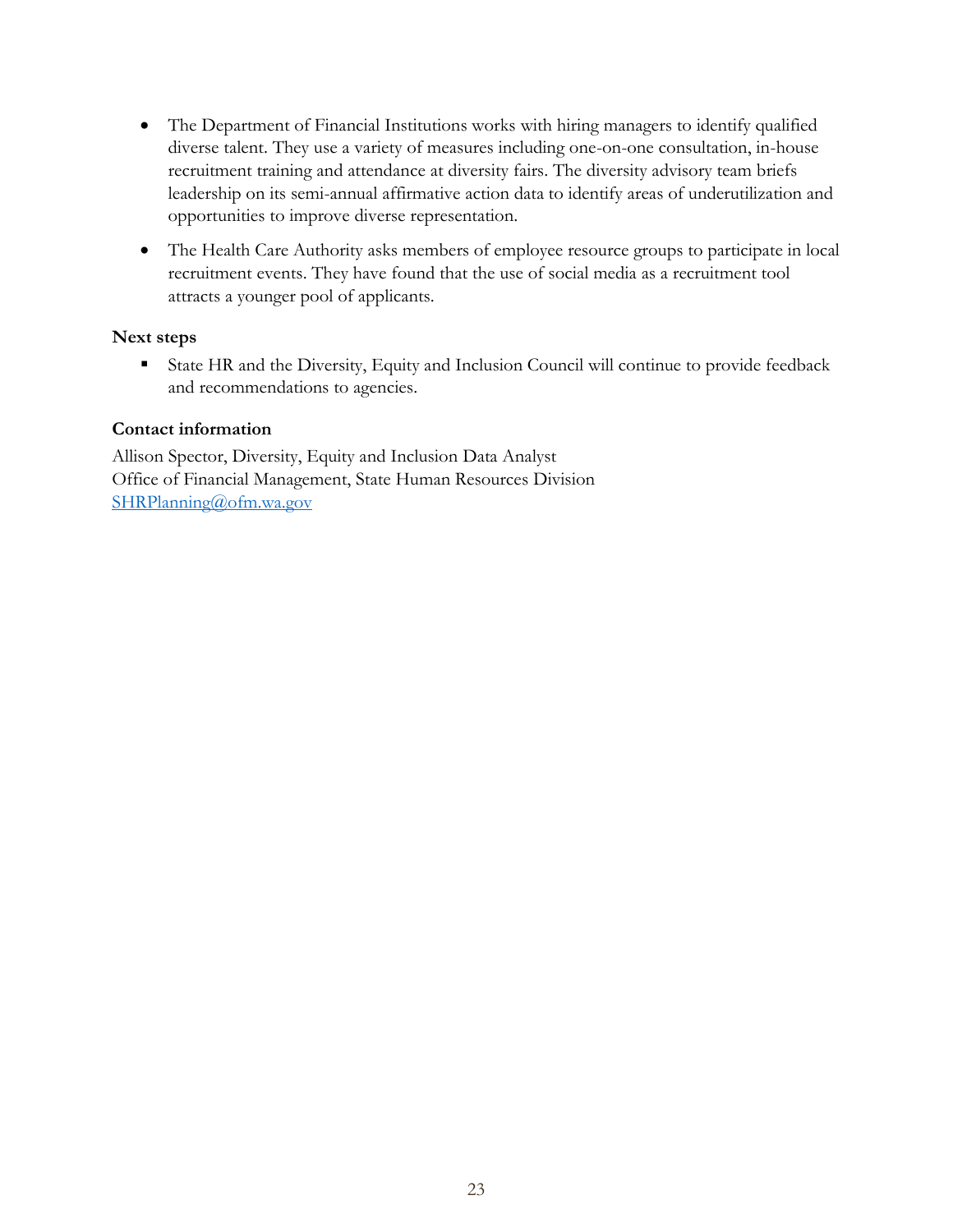- The Department of Financial Institutions works with hiring managers to identify qualified diverse talent. They use a variety of measures including one-on-one consultation, in-house recruitment training and attendance at diversity fairs. The diversity advisory team briefs leadership on its semi-annual affirmative action data to identify areas of underutilization and opportunities to improve diverse representation.
- The Health Care Authority asks members of employee resource groups to participate in local recruitment events. They have found that the use of social media as a recruitment tool attracts a younger pool of applicants.

**Next steps**

- State HR and the Diversity, Equity and Inclusion Council will continue to provide feedback and recommendations to agencies.

**Contact information**

Allison Spector, Diversity, Equity and Inclusion Data Analyst
Office of Financial Management, State Human Resources Division
SHRPlanning@ofm.wa.gov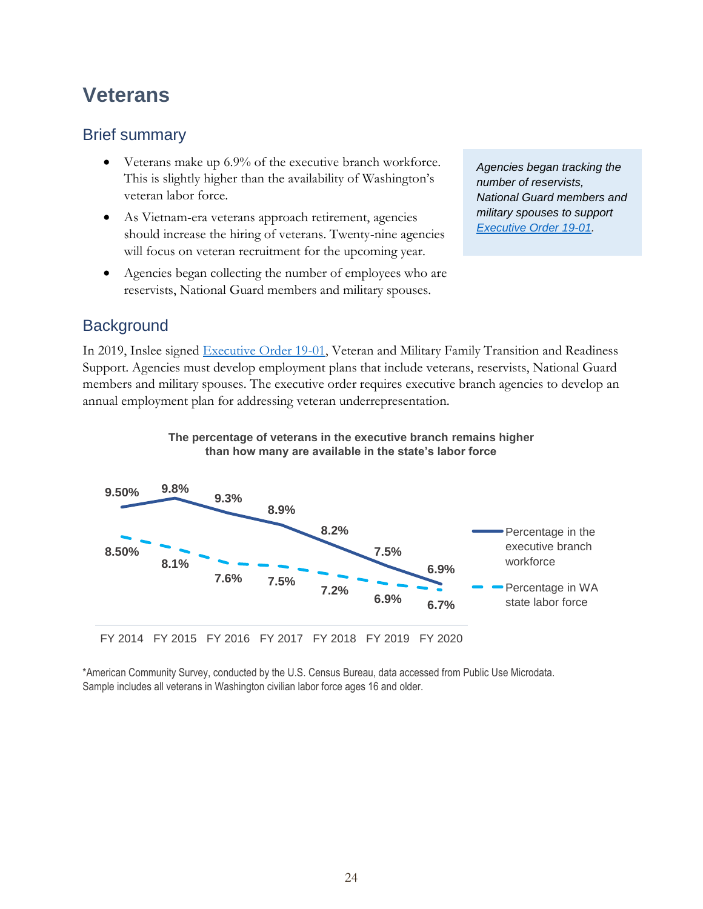# Veterans

## Brief summary

- Veterans make up 6.9% of the executive branch workforce. This is slightly higher than the availability of Washington's veteran labor force.
- As Vietnam-era veterans approach retirement, agencies should increase the hiring of veterans. Twenty-nine agencies will focus on veteran recruitment for the upcoming year.
- Agencies began collecting the number of employees who are reservists, National Guard members and military spouses.

*Agencies began tracking the number of reservists, National Guard members and military spouses to support [Executive Order 19-01](Executive Order 19-01).*

## Background

In 2019, Inslee signed Executive Order 19-01, Veteran and Military Family Transition and Readiness Support. Agencies must develop employment plans that include veterans, reservists, National Guard members and military spouses. The executive order requires executive branch agencies to develop an annual employment plan for addressing veteran underrepresentation.

**The percentage of veterans in the executive branch remains higher than how many are available in the state's labor force**

| | FY 2014 | FY 2015 | FY 2016 | FY 2017 | FY 2018 | FY 2019 | FY 2020 |
|---|---|---|---|---|---|---|---|
| Percentage in the executive branch workforce | 9.50% | 9.8% | 9.3% | 8.9% | 8.2% | 7.5% | 6.9% |
| Percentage in WA state labor force | 8.50% | 8.1% | 7.6% | 7.5% | 7.2% | 6.9% | 6.7% |

*American Community Survey, conducted by the U.S. Census Bureau, data accessed from Public Use Microdata. Sample includes all veterans in Washington civilian labor force ages 16 and older.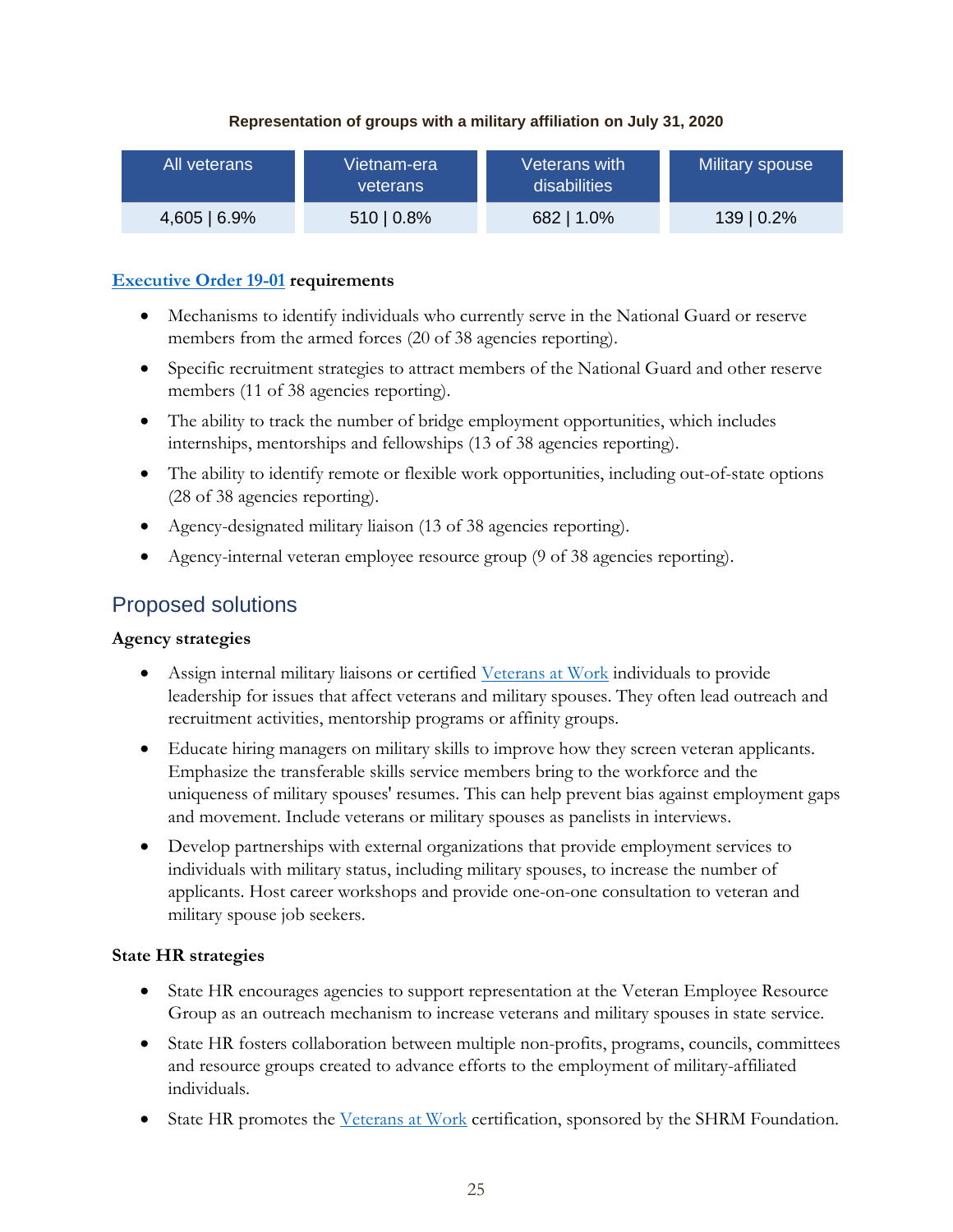**Representation of groups with a military affiliation on July 31, 2020**

| All veterans | Vietnam-era veterans | Veterans with disabilities | Military spouse |
|---|---|---|---|
| 4,605 \| 6.9% | 510 \| 0.8% | 682 \| 1.0% | 139 \| 0.2% |

**Executive Order 19-01 requirements**

- Mechanisms to identify individuals who currently serve in the National Guard or reserve members from the armed forces (20 of 38 agencies reporting).
- Specific recruitment strategies to attract members of the National Guard and other reserve members (11 of 38 agencies reporting).
- The ability to track the number of bridge employment opportunities, which includes internships, mentorships and fellowships (13 of 38 agencies reporting).
- The ability to identify remote or flexible work opportunities, including out-of-state options (28 of 38 agencies reporting).
- Agency-designated military liaison (13 of 38 agencies reporting).
- Agency-internal veteran employee resource group (9 of 38 agencies reporting).

## Proposed solutions

**Agency strategies**

- Assign internal military liaisons or certified Veterans at Work individuals to provide leadership for issues that affect veterans and military spouses. They often lead outreach and recruitment activities, mentorship programs or affinity groups.
- Educate hiring managers on military skills to improve how they screen veteran applicants. Emphasize the transferable skills service members bring to the workforce and the uniqueness of military spouses' resumes. This can help prevent bias against employment gaps and movement. Include veterans or military spouses as panelists in interviews.
- Develop partnerships with external organizations that provide employment services to individuals with military status, including military spouses, to increase the number of applicants. Host career workshops and provide one-on-one consultation to veteran and military spouse job seekers.

**State HR strategies**

- State HR encourages agencies to support representation at the Veteran Employee Resource Group as an outreach mechanism to increase veterans and military spouses in state service.
- State HR fosters collaboration between multiple non-profits, programs, councils, committees and resource groups created to advance efforts to the employment of military-affiliated individuals.
- State HR promotes the Veterans at Work certification, sponsored by the SHRM Foundation.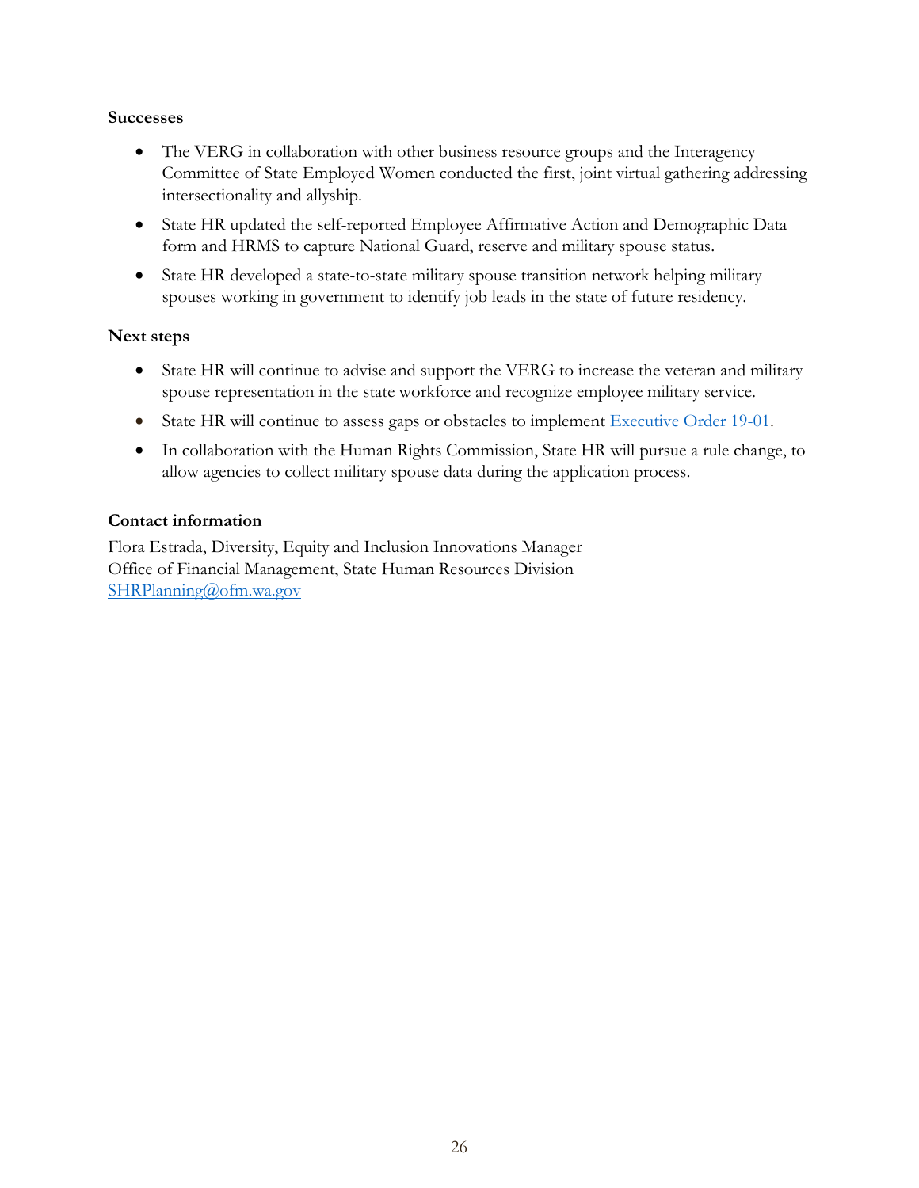**Successes**

- The VERG in collaboration with other business resource groups and the Interagency Committee of State Employed Women conducted the first, joint virtual gathering addressing intersectionality and allyship.
- State HR updated the self-reported Employee Affirmative Action and Demographic Data form and HRMS to capture National Guard, reserve and military spouse status.
- State HR developed a state-to-state military spouse transition network helping military spouses working in government to identify job leads in the state of future residency.

**Next steps**

- State HR will continue to advise and support the VERG to increase the veteran and military spouse representation in the state workforce and recognize employee military service.
- State HR will continue to assess gaps or obstacles to implement [Executive Order 19-01](Executive Order 19-01).
- In collaboration with the Human Rights Commission, State HR will pursue a rule change, to allow agencies to collect military spouse data during the application process.

**Contact information**

Flora Estrada, Diversity, Equity and Inclusion Innovations Manager
Office of Financial Management, State Human Resources Division
SHRPlanning@ofm.wa.gov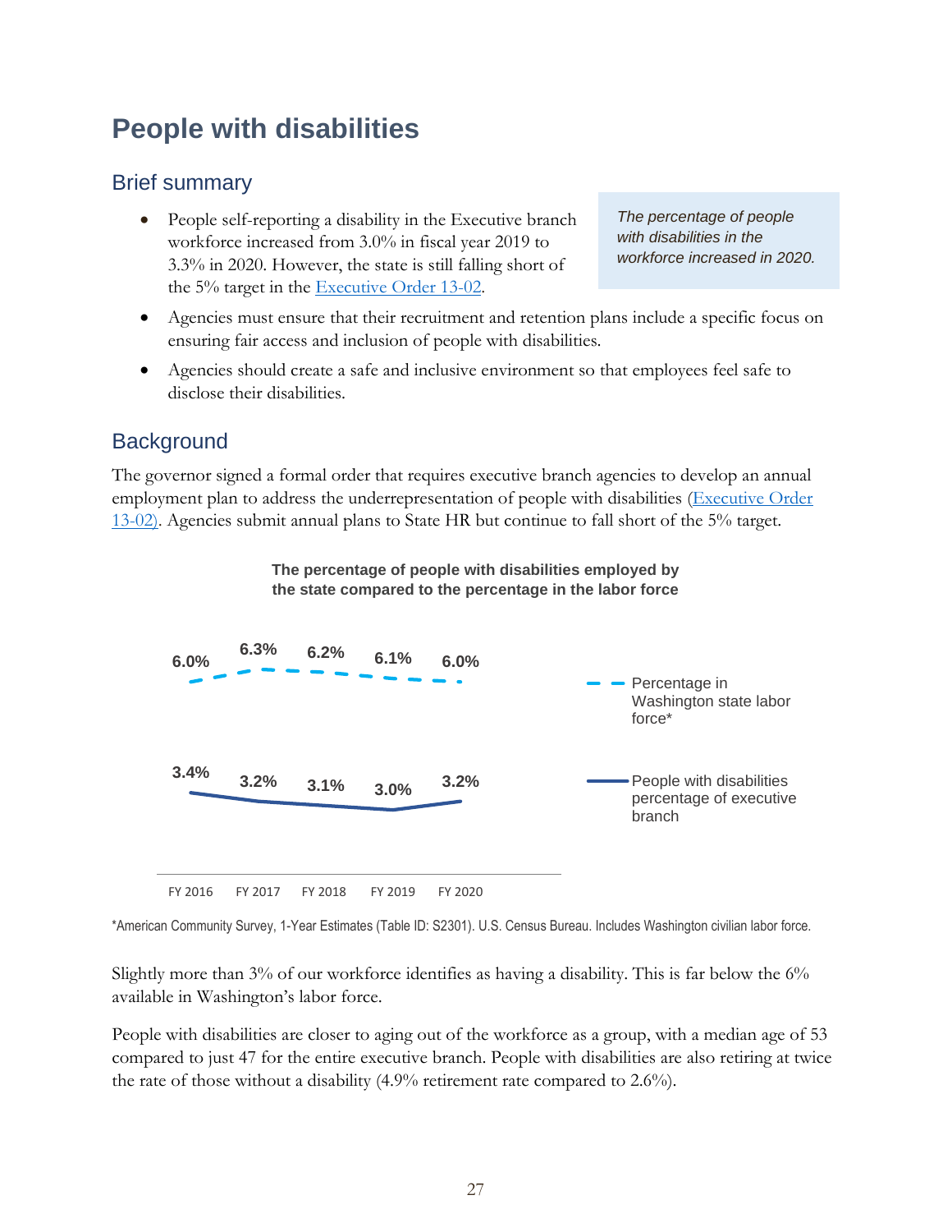# People with disabilities

## Brief summary

- People self-reporting a disability in the Executive branch workforce increased from 3.0% in fiscal year 2019 to 3.3% in 2020. However, the state is still falling short of the 5% target in the [Executive Order 13-02](Executive Order 13-02).

> *The percentage of people with disabilities in the workforce increased in 2020.*

- Agencies must ensure that their recruitment and retention plans include a specific focus on ensuring fair access and inclusion of people with disabilities.
- Agencies should create a safe and inclusive environment so that employees feel safe to disclose their disabilities.

## Background

The governor signed a formal order that requires executive branch agencies to develop an annual employment plan to address the underrepresentation of people with disabilities ([Executive Order 13-02](Executive Order 13-02)). Agencies submit annual plans to State HR but continue to fall short of the 5% target.

**The percentage of people with disabilities employed by the state compared to the percentage in the labor force**

| | FY 2016 | FY 2017 | FY 2018 | FY 2019 | FY 2020 |
|---|---|---|---|---|---|
| Percentage in Washington state labor force* | 6.0% | 6.3% | 6.2% | 6.1% | 6.0% |
| People with disabilities percentage of executive branch | 3.4% | 3.2% | 3.1% | 3.0% | 3.2% |

*American Community Survey, 1-Year Estimates (Table ID: S2301). U.S. Census Bureau. Includes Washington civilian labor force.

Slightly more than 3% of our workforce identifies as having a disability. This is far below the 6% available in Washington's labor force.

People with disabilities are closer to aging out of the workforce as a group, with a median age of 53 compared to just 47 for the entire executive branch. People with disabilities are also retiring at twice the rate of those without a disability (4.9% retirement rate compared to 2.6%).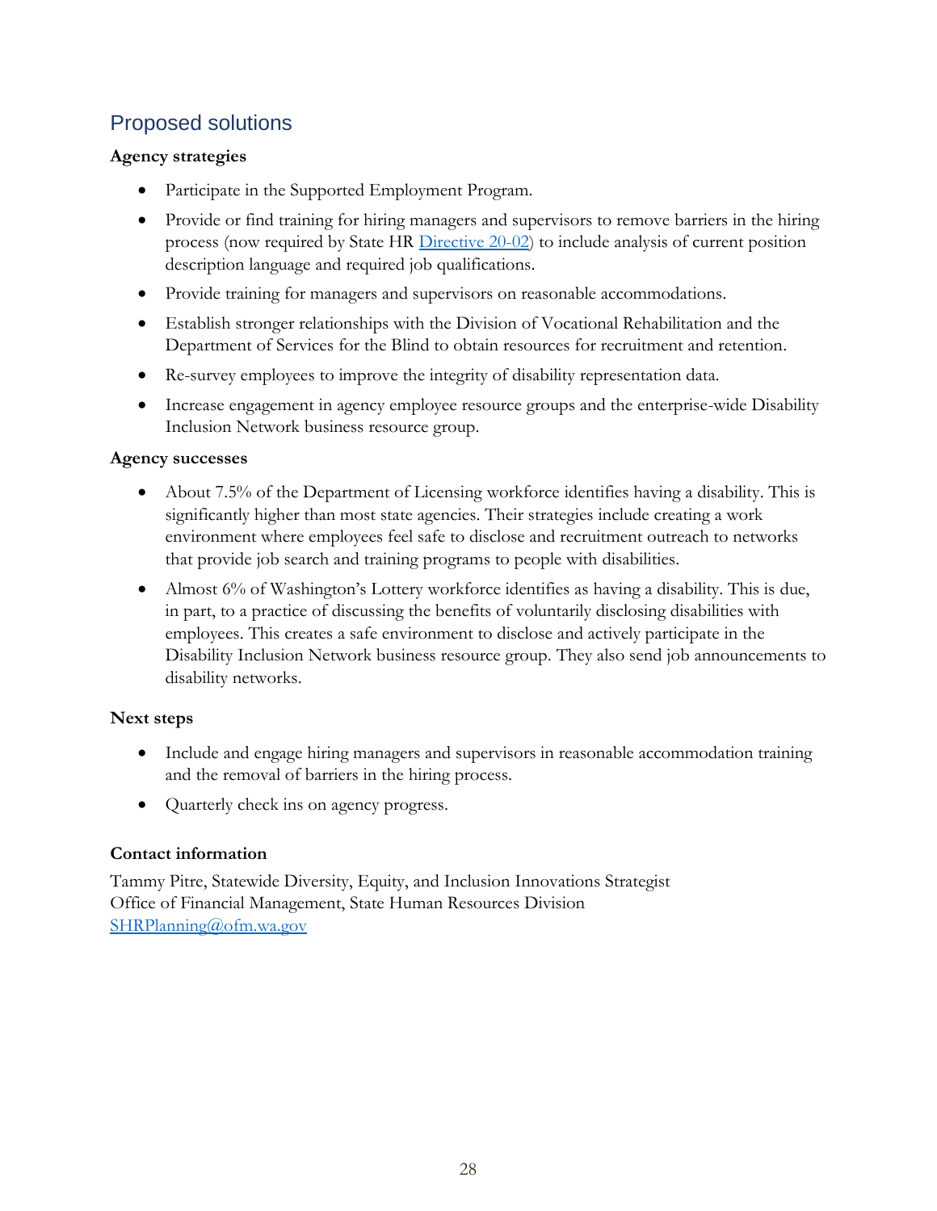## Proposed solutions

### Agency strategies

- Participate in the Supported Employment Program.
- Provide or find training for hiring managers and supervisors to remove barriers in the hiring process (now required by State HR [Directive 20-02](#)) to include analysis of current position description language and required job qualifications.
- Provide training for managers and supervisors on reasonable accommodations.
- Establish stronger relationships with the Division of Vocational Rehabilitation and the Department of Services for the Blind to obtain resources for recruitment and retention.
- Re-survey employees to improve the integrity of disability representation data.
- Increase engagement in agency employee resource groups and the enterprise-wide Disability Inclusion Network business resource group.

### Agency successes

- About 7.5% of the Department of Licensing workforce identifies having a disability. This is significantly higher than most state agencies. Their strategies include creating a work environment where employees feel safe to disclose and recruitment outreach to networks that provide job search and training programs to people with disabilities.
- Almost 6% of Washington's Lottery workforce identifies as having a disability. This is due, in part, to a practice of discussing the benefits of voluntarily disclosing disabilities with employees. This creates a safe environment to disclose and actively participate in the Disability Inclusion Network business resource group. They also send job announcements to disability networks.

### Next steps

- Include and engage hiring managers and supervisors in reasonable accommodation training and the removal of barriers in the hiring process.
- Quarterly check ins on agency progress.

### Contact information

Tammy Pitre, Statewide Diversity, Equity, and Inclusion Innovations Strategist
Office of Financial Management, State Human Resources Division
[SHRPlanning@ofm.wa.gov](mailto:SHRPlanning@ofm.wa.gov)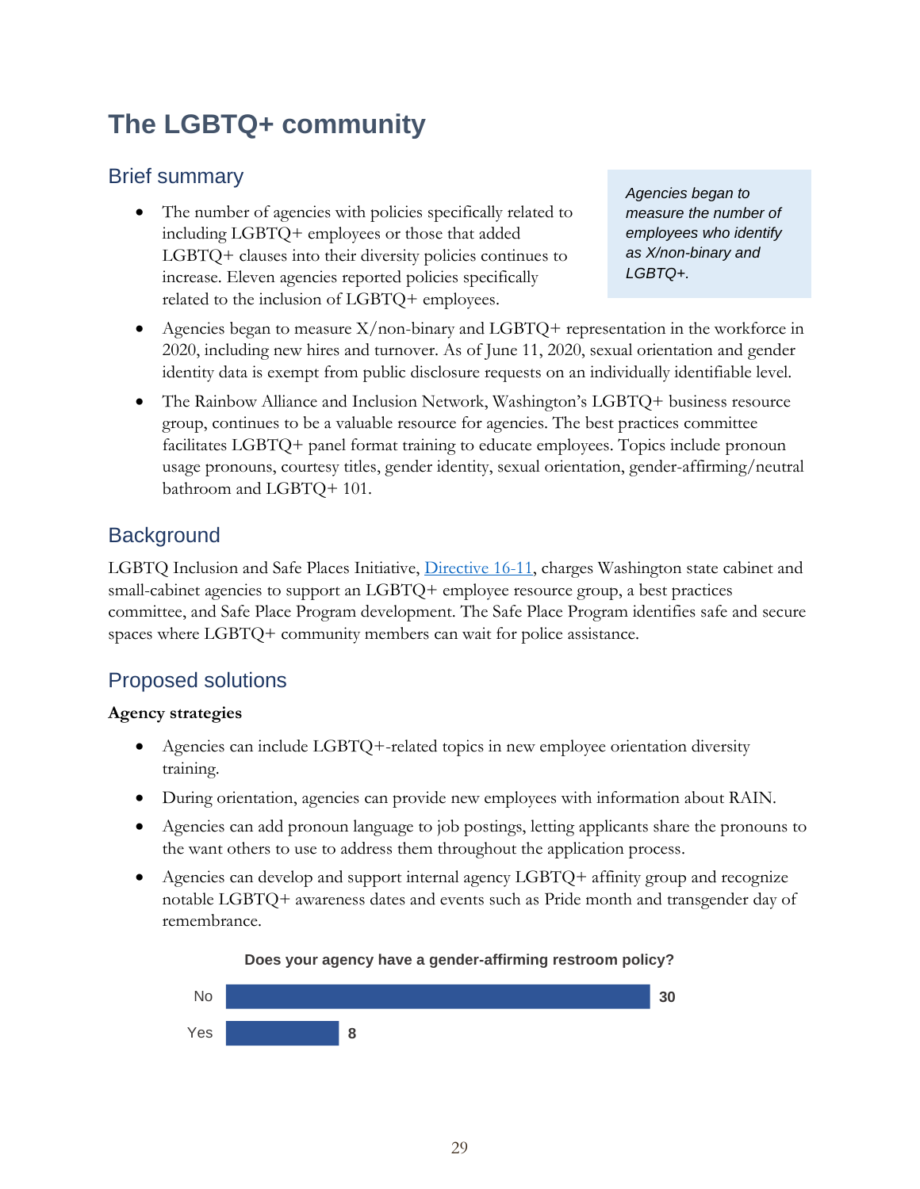# The LGBTQ+ community

## Brief summary

*Agencies began to measure the number of employees who identify as X/non-binary and LGBTQ+.*

- The number of agencies with policies specifically related to including LGBTQ+ employees or those that added LGBTQ+ clauses into their diversity policies continues to increase. Eleven agencies reported policies specifically related to the inclusion of LGBTQ+ employees.
- Agencies began to measure X/non-binary and LGBTQ+ representation in the workforce in 2020, including new hires and turnover. As of June 11, 2020, sexual orientation and gender identity data is exempt from public disclosure requests on an individually identifiable level.
- The Rainbow Alliance and Inclusion Network, Washington's LGBTQ+ business resource group, continues to be a valuable resource for agencies. The best practices committee facilitates LGBTQ+ panel format training to educate employees. Topics include pronoun usage pronouns, courtesy titles, gender identity, sexual orientation, gender-affirming/neutral bathroom and LGBTQ+ 101.

## Background

LGBTQ Inclusion and Safe Places Initiative, [Directive 16-11](), charges Washington state cabinet and small-cabinet agencies to support an LGBTQ+ employee resource group, a best practices committee, and Safe Place Program development. The Safe Place Program identifies safe and secure spaces where LGBTQ+ community members can wait for police assistance.

## Proposed solutions

**Agency strategies**

- Agencies can include LGBTQ+-related topics in new employee orientation diversity training.
- During orientation, agencies can provide new employees with information about RAIN.
- Agencies can add pronoun language to job postings, letting applicants share the pronouns to the want others to use to address them throughout the application process.
- Agencies can develop and support internal agency LGBTQ+ affinity group and recognize notable LGBTQ+ awareness dates and events such as Pride month and transgender day of remembrance.

**Does your agency have a gender-affirming restroom policy?**

| Response | Count |
| --- | --- |
| No | 30 |
| Yes | 8 |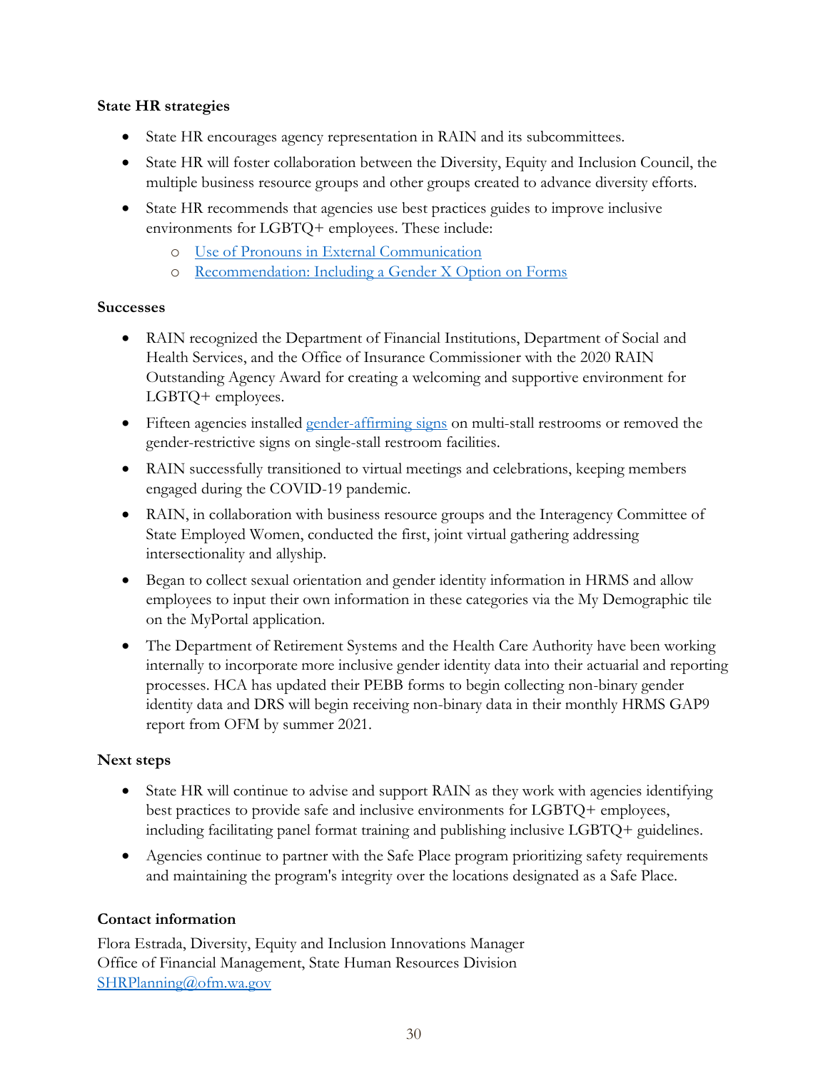### State HR strategies

- State HR encourages agency representation in RAIN and its subcommittees.
- State HR will foster collaboration between the Diversity, Equity and Inclusion Council, the multiple business resource groups and other groups created to advance diversity efforts.
- State HR recommends that agencies use best practices guides to improve inclusive environments for LGBTQ+ employees. These include:
  - Use of Pronouns in External Communication
  - Recommendation: Including a Gender X Option on Forms

### Successes

- RAIN recognized the Department of Financial Institutions, Department of Social and Health Services, and the Office of Insurance Commissioner with the 2020 RAIN Outstanding Agency Award for creating a welcoming and supportive environment for LGBTQ+ employees.
- Fifteen agencies installed gender-affirming signs on multi-stall restrooms or removed the gender-restrictive signs on single-stall restroom facilities.
- RAIN successfully transitioned to virtual meetings and celebrations, keeping members engaged during the COVID-19 pandemic.
- RAIN, in collaboration with business resource groups and the Interagency Committee of State Employed Women, conducted the first, joint virtual gathering addressing intersectionality and allyship.
- Began to collect sexual orientation and gender identity information in HRMS and allow employees to input their own information in these categories via the My Demographic tile on the MyPortal application.
- The Department of Retirement Systems and the Health Care Authority have been working internally to incorporate more inclusive gender identity data into their actuarial and reporting processes. HCA has updated their PEBB forms to begin collecting non-binary gender identity data and DRS will begin receiving non-binary data in their monthly HRMS GAP9 report from OFM by summer 2021.

### Next steps

- State HR will continue to advise and support RAIN as they work with agencies identifying best practices to provide safe and inclusive environments for LGBTQ+ employees, including facilitating panel format training and publishing inclusive LGBTQ+ guidelines.
- Agencies continue to partner with the Safe Place program prioritizing safety requirements and maintaining the program's integrity over the locations designated as a Safe Place.

### Contact information

Flora Estrada, Diversity, Equity and Inclusion Innovations Manager
Office of Financial Management, State Human Resources Division
SHRPlanning@ofm.wa.gov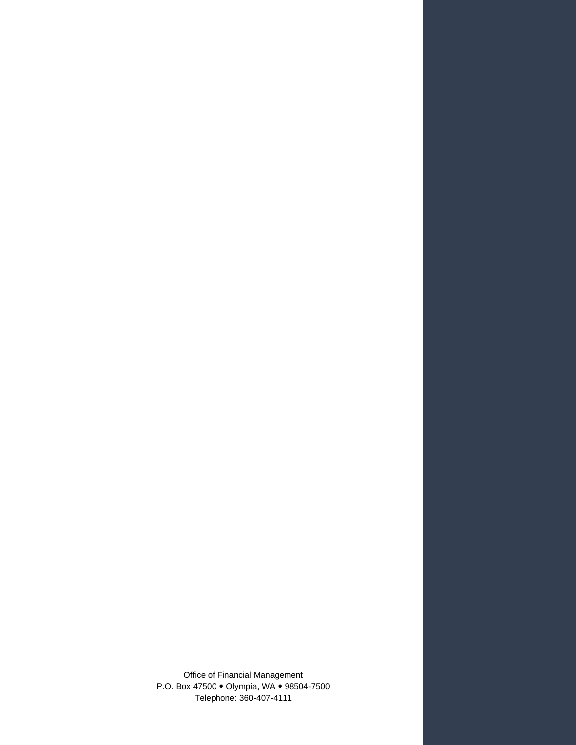Office of Financial Management
P.O. Box 47500 • Olympia, WA • 98504-7500
Telephone: 360-407-4111